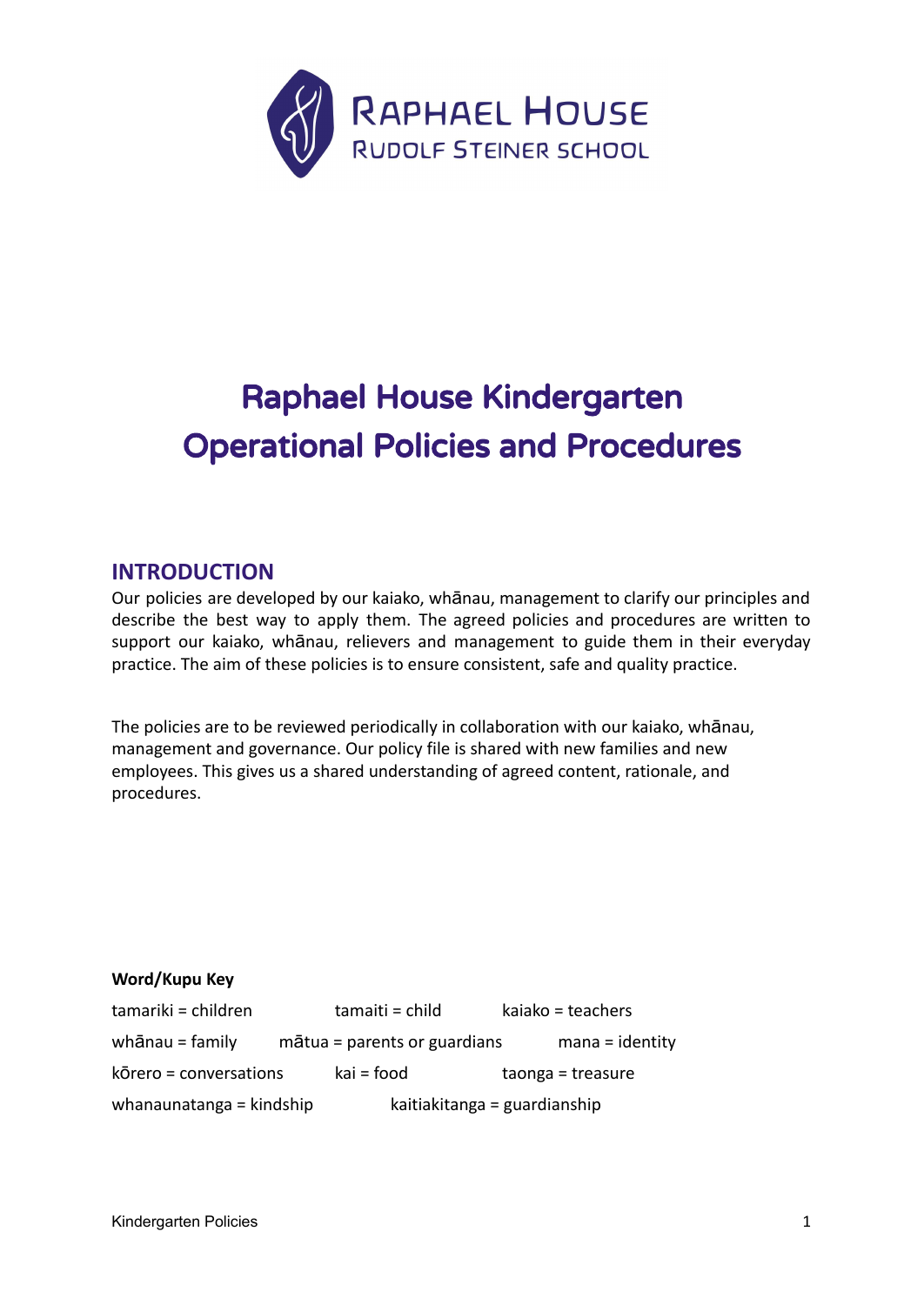**Raphael House**
**Rudolf Steiner School**

# Raphael House Kindergarten Operational Policies and Procedures

## INTRODUCTION

Our policies are developed by our kaiako, whānau, management to clarify our principles and describe the best way to apply them. The agreed policies and procedures are written to support our kaiako, whānau, relievers and management to guide them in their everyday practice. The aim of these policies is to ensure consistent, safe and quality practice.

The policies are to be reviewed periodically in collaboration with our kaiako, whānau, management and governance. Our policy file is shared with new families and new employees. This gives us a shared understanding of agreed content, rationale, and procedures.

**Word/Kupu Key**

tamariki = children  tamaiti = child  kaiako = teachers

whānau = family  mātua = parents or guardians  mana = identity

kōrero = conversations  kai = food  taonga = treasure

whanaunatanga = kindship  kaitiakitanga = guardianship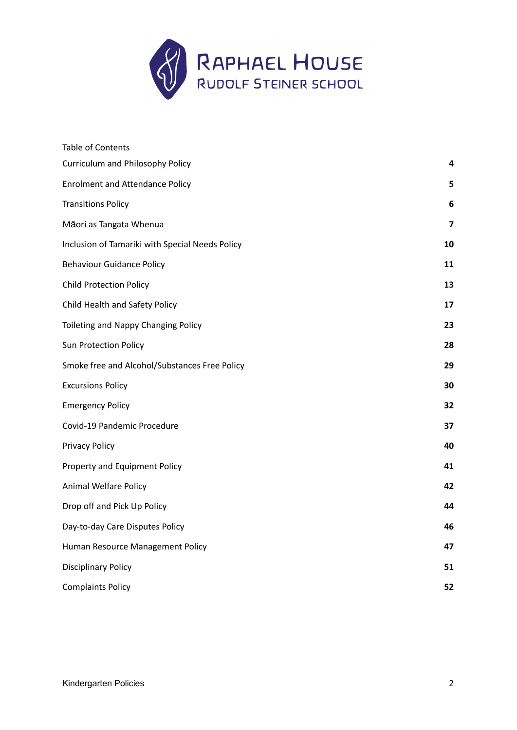RAPHAEL HOUSE
RUDOLF STEINER SCHOOL

Table of Contents

| | |
|---|---|
| Curriculum and Philosophy Policy | **4** |
| Enrolment and Attendance Policy | **5** |
| Transitions Policy | **6** |
| Māori as Tangata Whenua | **7** |
| Inclusion of Tamariki with Special Needs Policy | **10** |
| Behaviour Guidance Policy | **11** |
| Child Protection Policy | **13** |
| Child Health and Safety Policy | **17** |
| Toileting and Nappy Changing Policy | **23** |
| Sun Protection Policy | **28** |
| Smoke free and Alcohol/Substances Free Policy | **29** |
| Excursions Policy | **30** |
| Emergency Policy | **32** |
| Covid-19 Pandemic Procedure | **37** |
| Privacy Policy | **40** |
| Property and Equipment Policy | **41** |
| Animal Welfare Policy | **42** |
| Drop off and Pick Up Policy | **44** |
| Day-to-day Care Disputes Policy | **46** |
| Human Resource Management Policy | **47** |
| Disciplinary Policy | **51** |
| Complaints Policy | **52** |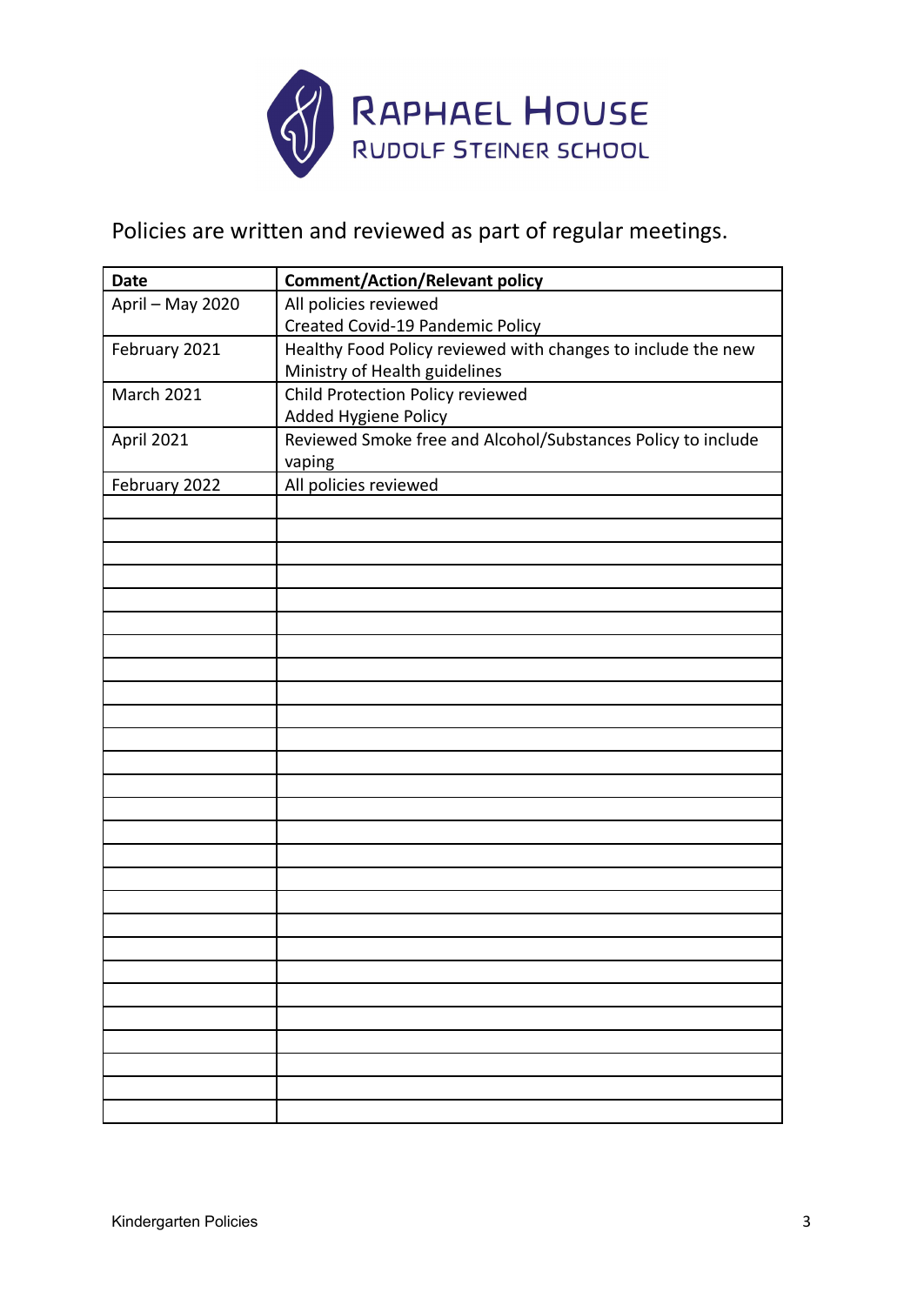RAPHAEL HOUSE
RUDOLF STEINER SCHOOL

Policies are written and reviewed as part of regular meetings.

| Date | Comment/Action/Relevant policy |
| --- | --- |
| April – May 2020 | All policies reviewed<br>Created Covid-19 Pandemic Policy |
| February 2021 | Healthy Food Policy reviewed with changes to include the new Ministry of Health guidelines |
| March 2021 | Child Protection Policy reviewed<br>Added Hygiene Policy |
| April 2021 | Reviewed Smoke free and Alcohol/Substances Policy to include vaping |
| February 2022 | All policies reviewed |
| | |
| | |
| | |
| | |
| | |
| | |
| | |
| | |
| | |
| | |
| | |
| | |
| | |
| | |
| | |
| | |
| | |
| | |
| | |
| | |
| | |
| | |
| | |
| | |
| | |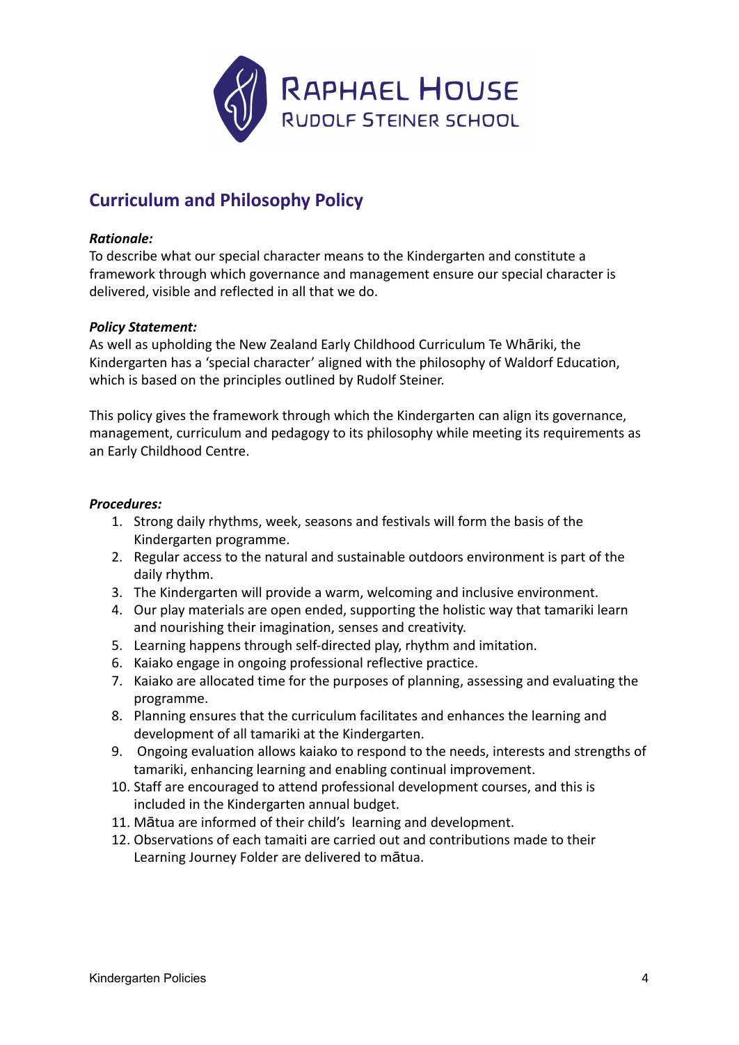RAPHAEL HOUSE
RUDOLF STEINER SCHOOL

## Curriculum and Philosophy Policy

***Rationale:***
To describe what our special character means to the Kindergarten and constitute a framework through which governance and management ensure our special character is delivered, visible and reflected in all that we do.

***Policy Statement:***
As well as upholding the New Zealand Early Childhood Curriculum Te Whāriki, the Kindergarten has a 'special character' aligned with the philosophy of Waldorf Education, which is based on the principles outlined by Rudolf Steiner.

This policy gives the framework through which the Kindergarten can align its governance, management, curriculum and pedagogy to its philosophy while meeting its requirements as an Early Childhood Centre.

***Procedures:***

1. Strong daily rhythms, week, seasons and festivals will form the basis of the Kindergarten programme.
2. Regular access to the natural and sustainable outdoors environment is part of the daily rhythm.
3. The Kindergarten will provide a warm, welcoming and inclusive environment.
4. Our play materials are open ended, supporting the holistic way that tamariki learn and nourishing their imagination, senses and creativity.
5. Learning happens through self-directed play, rhythm and imitation.
6. Kaiako engage in ongoing professional reflective practice.
7. Kaiako are allocated time for the purposes of planning, assessing and evaluating the programme.
8. Planning ensures that the curriculum facilitates and enhances the learning and development of all tamariki at the Kindergarten.
9. Ongoing evaluation allows kaiako to respond to the needs, interests and strengths of tamariki, enhancing learning and enabling continual improvement.
10. Staff are encouraged to attend professional development courses, and this is included in the Kindergarten annual budget.
11. Mātua are informed of their child's learning and development.
12. Observations of each tamaiti are carried out and contributions made to their Learning Journey Folder are delivered to mātua.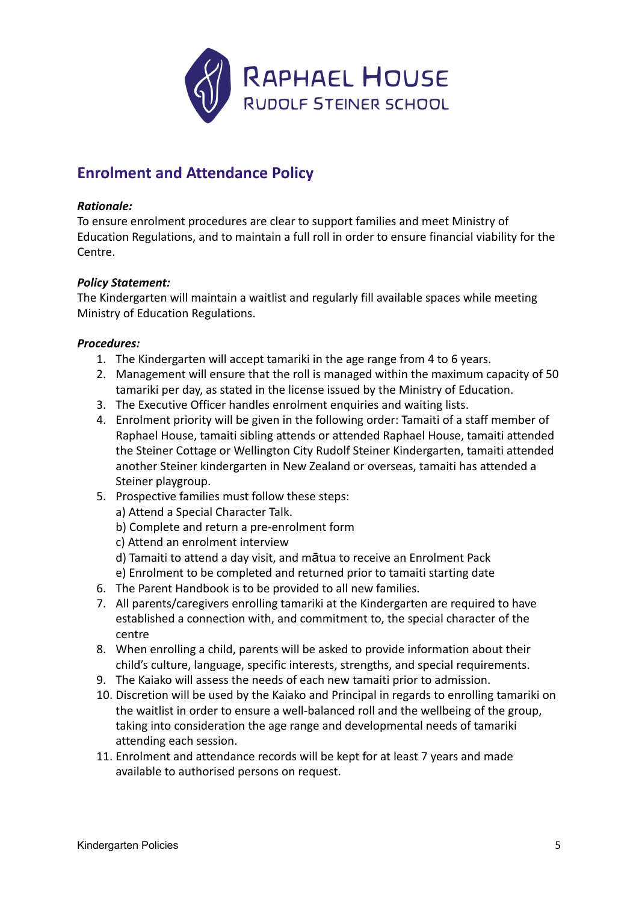Raphael House Rudolf Steiner School

## Enrolment and Attendance Policy

***Rationale:***
To ensure enrolment procedures are clear to support families and meet Ministry of Education Regulations, and to maintain a full roll in order to ensure financial viability for the Centre.

***Policy Statement:***
The Kindergarten will maintain a waitlist and regularly fill available spaces while meeting Ministry of Education Regulations.

***Procedures:***

1. The Kindergarten will accept tamariki in the age range from 4 to 6 years.
2. Management will ensure that the roll is managed within the maximum capacity of 50 tamariki per day, as stated in the license issued by the Ministry of Education.
3. The Executive Officer handles enrolment enquiries and waiting lists.
4. Enrolment priority will be given in the following order: Tamaiti of a staff member of Raphael House, tamaiti sibling attends or attended Raphael House, tamaiti attended the Steiner Cottage or Wellington City Rudolf Steiner Kindergarten, tamaiti attended another Steiner kindergarten in New Zealand or overseas, tamaiti has attended a Steiner playgroup.
5. Prospective families must follow these steps:
   a) Attend a Special Character Talk.
   b) Complete and return a pre-enrolment form
   c) Attend an enrolment interview
   d) Tamaiti to attend a day visit, and mātua to receive an Enrolment Pack
   e) Enrolment to be completed and returned prior to tamaiti starting date
6. The Parent Handbook is to be provided to all new families.
7. All parents/caregivers enrolling tamariki at the Kindergarten are required to have established a connection with, and commitment to, the special character of the centre
8. When enrolling a child, parents will be asked to provide information about their child's culture, language, specific interests, strengths, and special requirements.
9. The Kaiako will assess the needs of each new tamaiti prior to admission.
10. Discretion will be used by the Kaiako and Principal in regards to enrolling tamariki on the waitlist in order to ensure a well-balanced roll and the wellbeing of the group, taking into consideration the age range and developmental needs of tamariki attending each session.
11. Enrolment and attendance records will be kept for at least 7 years and made available to authorised persons on request.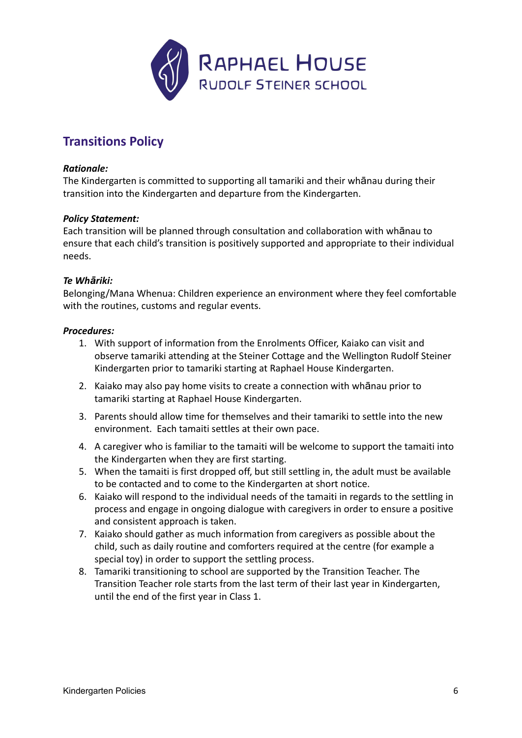RAPHAEL HOUSE
RUDOLF STEINER SCHOOL

## Transitions Policy

***Rationale:***
The Kindergarten is committed to supporting all tamariki and their whānau during their transition into the Kindergarten and departure from the Kindergarten.

***Policy Statement:***
Each transition will be planned through consultation and collaboration with whānau to ensure that each child's transition is positively supported and appropriate to their individual needs.

***Te Whāriki:***
Belonging/Mana Whenua: Children experience an environment where they feel comfortable with the routines, customs and regular events.

***Procedures:***

1. With support of information from the Enrolments Officer, Kaiako can visit and observe tamariki attending at the Steiner Cottage and the Wellington Rudolf Steiner Kindergarten prior to tamariki starting at Raphael House Kindergarten.
2. Kaiako may also pay home visits to create a connection with whānau prior to tamariki starting at Raphael House Kindergarten.
3. Parents should allow time for themselves and their tamariki to settle into the new environment. Each tamaiti settles at their own pace.
4. A caregiver who is familiar to the tamaiti will be welcome to support the tamaiti into the Kindergarten when they are first starting.
5. When the tamaiti is first dropped off, but still settling in, the adult must be available to be contacted and to come to the Kindergarten at short notice.
6. Kaiako will respond to the individual needs of the tamaiti in regards to the settling in process and engage in ongoing dialogue with caregivers in order to ensure a positive and consistent approach is taken.
7. Kaiako should gather as much information from caregivers as possible about the child, such as daily routine and comforters required at the centre (for example a special toy) in order to support the settling process.
8. Tamariki transitioning to school are supported by the Transition Teacher. The Transition Teacher role starts from the last term of their last year in Kindergarten, until the end of the first year in Class 1.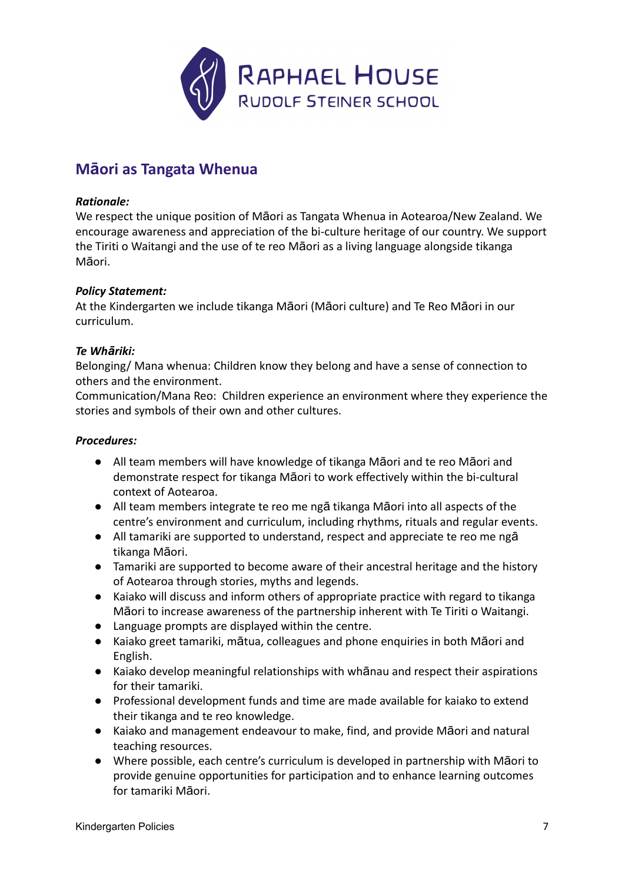## Māori as Tangata Whenua

***Rationale:***
We respect the unique position of Māori as Tangata Whenua in Aotearoa/New Zealand. We encourage awareness and appreciation of the bi-culture heritage of our country. We support the Tiriti o Waitangi and the use of te reo Māori as a living language alongside tikanga Māori.

***Policy Statement:***
At the Kindergarten we include tikanga Māori (Māori culture) and Te Reo Māori in our curriculum.

***Te Whāriki:***
Belonging/ Mana whenua: Children know they belong and have a sense of connection to others and the environment.
Communication/Mana Reo: Children experience an environment where they experience the stories and symbols of their own and other cultures.

***Procedures:***

- All team members will have knowledge of tikanga Māori and te reo Māori and demonstrate respect for tikanga Māori to work effectively within the bi-cultural context of Aotearoa.
- All team members integrate te reo me ngā tikanga Māori into all aspects of the centre's environment and curriculum, including rhythms, rituals and regular events.
- All tamariki are supported to understand, respect and appreciate te reo me ngā tikanga Māori.
- Tamariki are supported to become aware of their ancestral heritage and the history of Aotearoa through stories, myths and legends.
- Kaiako will discuss and inform others of appropriate practice with regard to tikanga Māori to increase awareness of the partnership inherent with Te Tiriti o Waitangi.
- Language prompts are displayed within the centre.
- Kaiako greet tamariki, mātua, colleagues and phone enquiries in both Māori and English.
- Kaiako develop meaningful relationships with whānau and respect their aspirations for their tamariki.
- Professional development funds and time are made available for kaiako to extend their tikanga and te reo knowledge.
- Kaiako and management endeavour to make, find, and provide Māori and natural teaching resources.
- Where possible, each centre's curriculum is developed in partnership with Māori to provide genuine opportunities for participation and to enhance learning outcomes for tamariki Māori.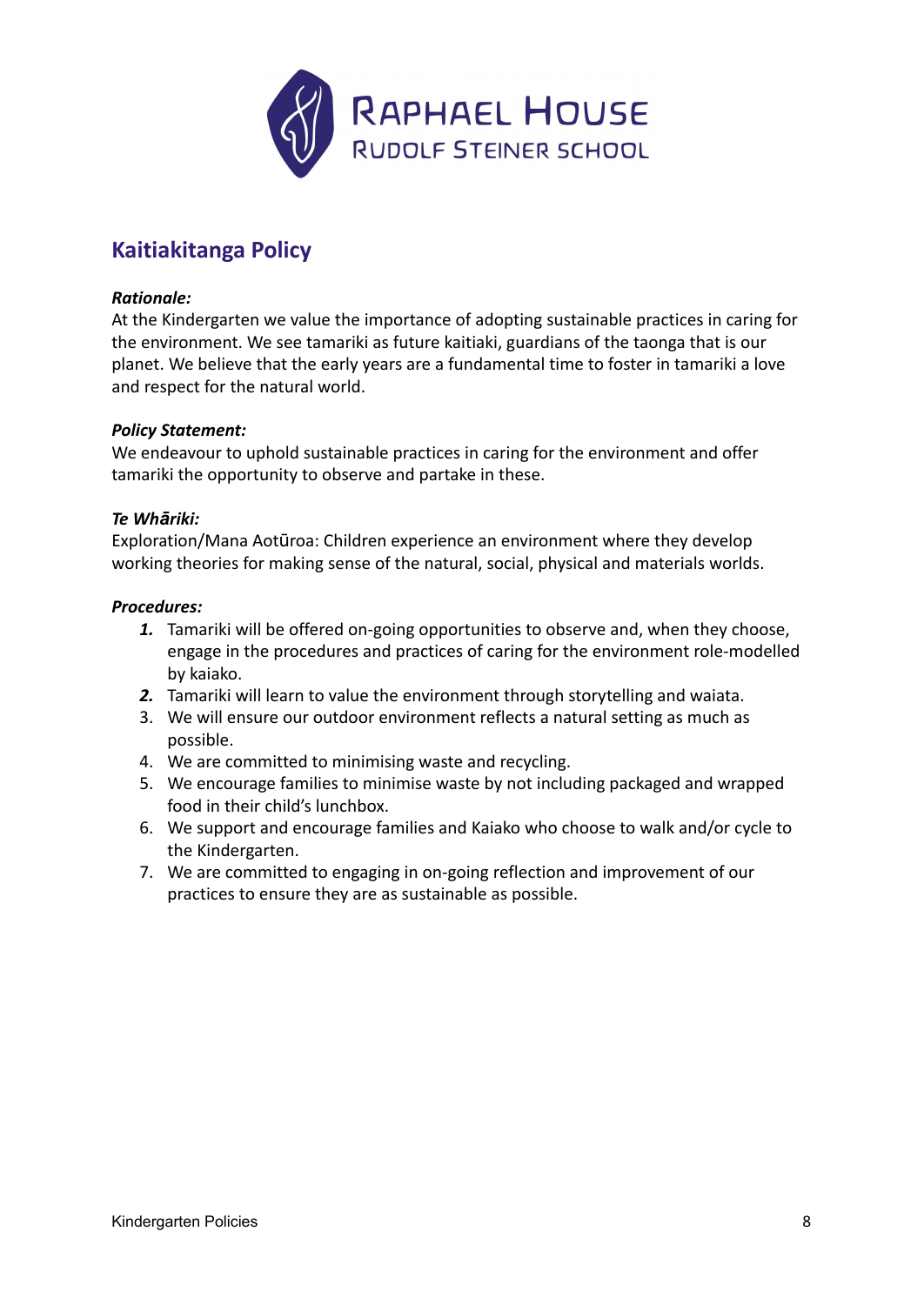RAPHAEL HOUSE
RUDOLF STEINER SCHOOL

## Kaitiakitanga Policy

***Rationale:***
At the Kindergarten we value the importance of adopting sustainable practices in caring for the environment. We see tamariki as future kaitiaki, guardians of the taonga that is our planet. We believe that the early years are a fundamental time to foster in tamariki a love and respect for the natural world.

***Policy Statement:***
We endeavour to uphold sustainable practices in caring for the environment and offer tamariki the opportunity to observe and partake in these.

***Te Whāriki:***
Exploration/Mana Aotūroa: Children experience an environment where they develop working theories for making sense of the natural, social, physical and materials worlds.

***Procedures:***

1. Tamariki will be offered on-going opportunities to observe and, when they choose, engage in the procedures and practices of caring for the environment role-modelled by kaiako.
2. Tamariki will learn to value the environment through storytelling and waiata.
3. We will ensure our outdoor environment reflects a natural setting as much as possible.
4. We are committed to minimising waste and recycling.
5. We encourage families to minimise waste by not including packaged and wrapped food in their child's lunchbox.
6. We support and encourage families and Kaiako who choose to walk and/or cycle to the Kindergarten.
7. We are committed to engaging in on-going reflection and improvement of our practices to ensure they are as sustainable as possible.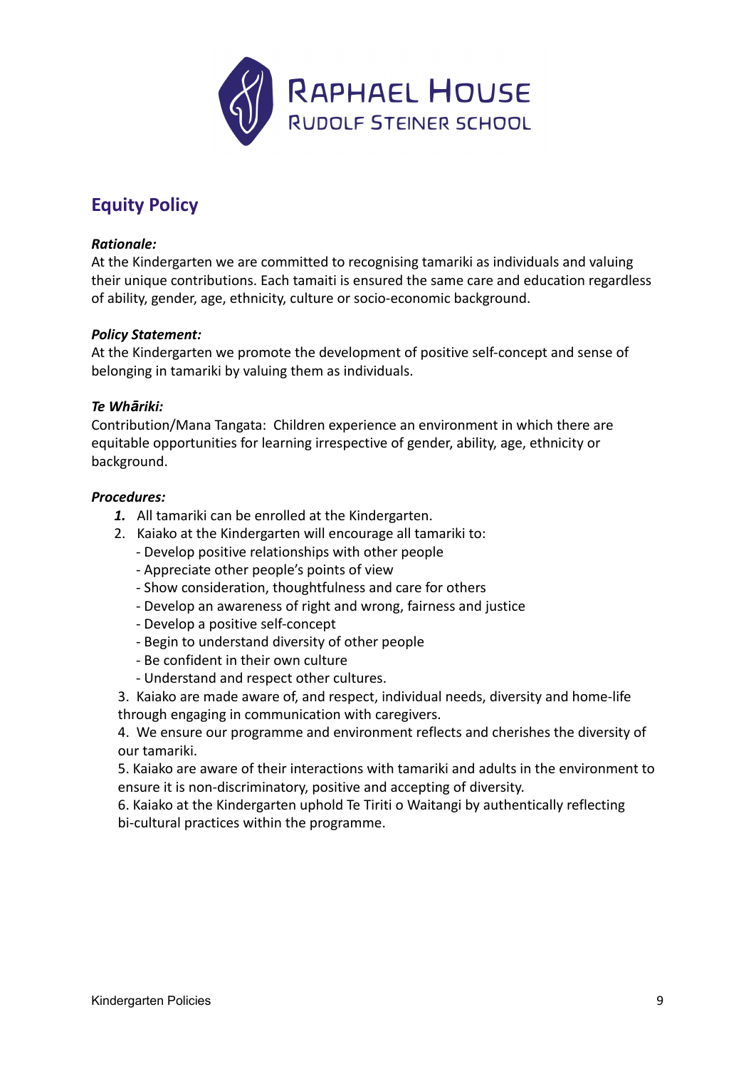RAPHAEL HOUSE
RUDOLF STEINER SCHOOL

## Equity Policy

***Rationale:***
At the Kindergarten we are committed to recognising tamariki as individuals and valuing their unique contributions. Each tamaiti is ensured the same care and education regardless of ability, gender, age, ethnicity, culture or socio-economic background.

***Policy Statement:***
At the Kindergarten we promote the development of positive self-concept and sense of belonging in tamariki by valuing them as individuals.

***Te Whāriki:***
Contribution/Mana Tangata: Children experience an environment in which there are equitable opportunities for learning irrespective of gender, ability, age, ethnicity or background.

***Procedures:***

1. All tamariki can be enrolled at the Kindergarten.
2. Kaiako at the Kindergarten will encourage all tamariki to:
   - Develop positive relationships with other people
   - Appreciate other people's points of view
   - Show consideration, thoughtfulness and care for others
   - Develop an awareness of right and wrong, fairness and justice
   - Develop a positive self-concept
   - Begin to understand diversity of other people
   - Be confident in their own culture
   - Understand and respect other cultures.
3. Kaiako are made aware of, and respect, individual needs, diversity and home-life through engaging in communication with caregivers.
4. We ensure our programme and environment reflects and cherishes the diversity of our tamariki.
5. Kaiako are aware of their interactions with tamariki and adults in the environment to ensure it is non-discriminatory, positive and accepting of diversity.
6. Kaiako at the Kindergarten uphold Te Tiriti o Waitangi by authentically reflecting bi-cultural practices within the programme.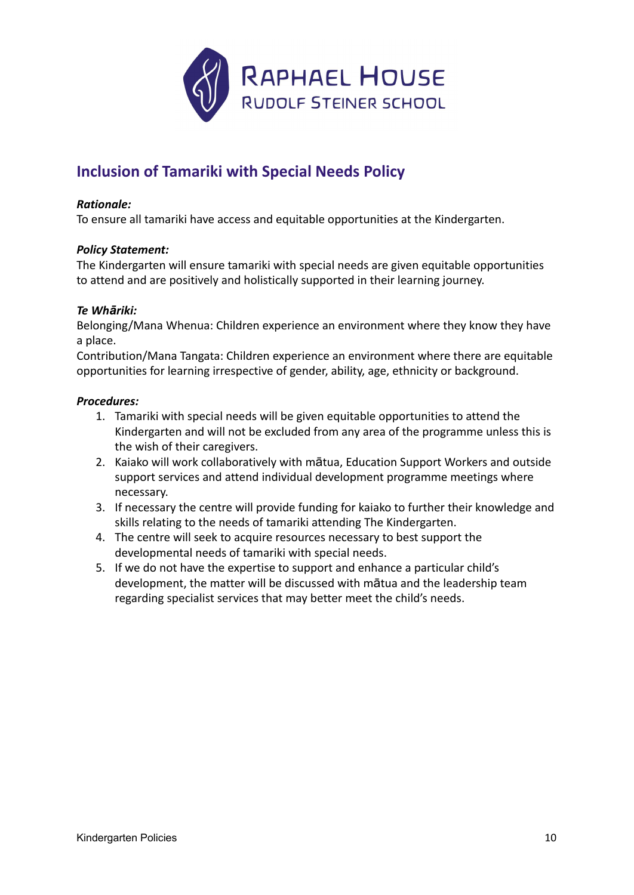## Inclusion of Tamariki with Special Needs Policy

***Rationale:***
To ensure all tamariki have access and equitable opportunities at the Kindergarten.

***Policy Statement:***
The Kindergarten will ensure tamariki with special needs are given equitable opportunities to attend and are positively and holistically supported in their learning journey.

***Te Whāriki:***
Belonging/Mana Whenua: Children experience an environment where they know they have a place.
Contribution/Mana Tangata: Children experience an environment where there are equitable opportunities for learning irrespective of gender, ability, age, ethnicity or background.

***Procedures:***

1. Tamariki with special needs will be given equitable opportunities to attend the Kindergarten and will not be excluded from any area of the programme unless this is the wish of their caregivers.
2. Kaiako will work collaboratively with mātua, Education Support Workers and outside support services and attend individual development programme meetings where necessary.
3. If necessary the centre will provide funding for kaiako to further their knowledge and skills relating to the needs of tamariki attending The Kindergarten.
4. The centre will seek to acquire resources necessary to best support the developmental needs of tamariki with special needs.
5. If we do not have the expertise to support and enhance a particular child's development, the matter will be discussed with mātua and the leadership team regarding specialist services that may better meet the child's needs.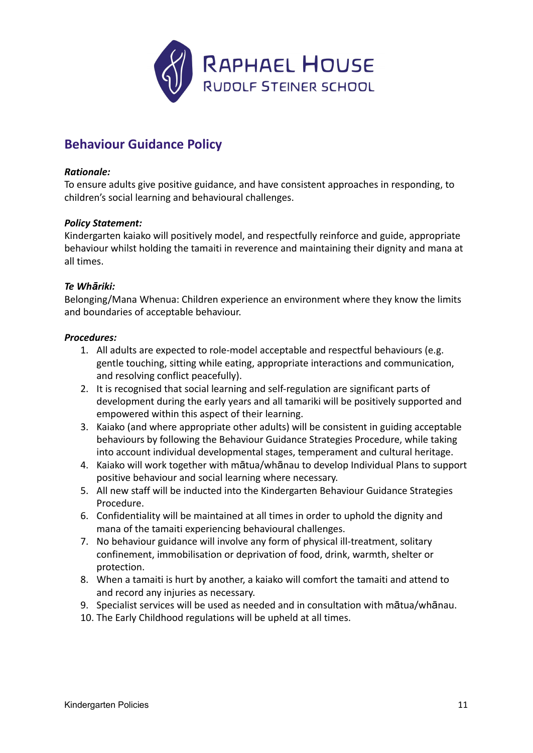RAPHAEL HOUSE
RUDOLF STEINER SCHOOL

## Behaviour Guidance Policy

***Rationale:***
To ensure adults give positive guidance, and have consistent approaches in responding, to children's social learning and behavioural challenges.

***Policy Statement:***
Kindergarten kaiako will positively model, and respectfully reinforce and guide, appropriate behaviour whilst holding the tamaiti in reverence and maintaining their dignity and mana at all times.

***Te Whāriki:***
Belonging/Mana Whenua: Children experience an environment where they know the limits and boundaries of acceptable behaviour.

***Procedures:***

1. All adults are expected to role-model acceptable and respectful behaviours (e.g. gentle touching, sitting while eating, appropriate interactions and communication, and resolving conflict peacefully).
2. It is recognised that social learning and self-regulation are significant parts of development during the early years and all tamariki will be positively supported and empowered within this aspect of their learning.
3. Kaiako (and where appropriate other adults) will be consistent in guiding acceptable behaviours by following the Behaviour Guidance Strategies Procedure, while taking into account individual developmental stages, temperament and cultural heritage.
4. Kaiako will work together with mātua/whānau to develop Individual Plans to support positive behaviour and social learning where necessary.
5. All new staff will be inducted into the Kindergarten Behaviour Guidance Strategies Procedure.
6. Confidentiality will be maintained at all times in order to uphold the dignity and mana of the tamaiti experiencing behavioural challenges.
7. No behaviour guidance will involve any form of physical ill-treatment, solitary confinement, immobilisation or deprivation of food, drink, warmth, shelter or protection.
8. When a tamaiti is hurt by another, a kaiako will comfort the tamaiti and attend to and record any injuries as necessary.
9. Specialist services will be used as needed and in consultation with mātua/whānau.
10. The Early Childhood regulations will be upheld at all times.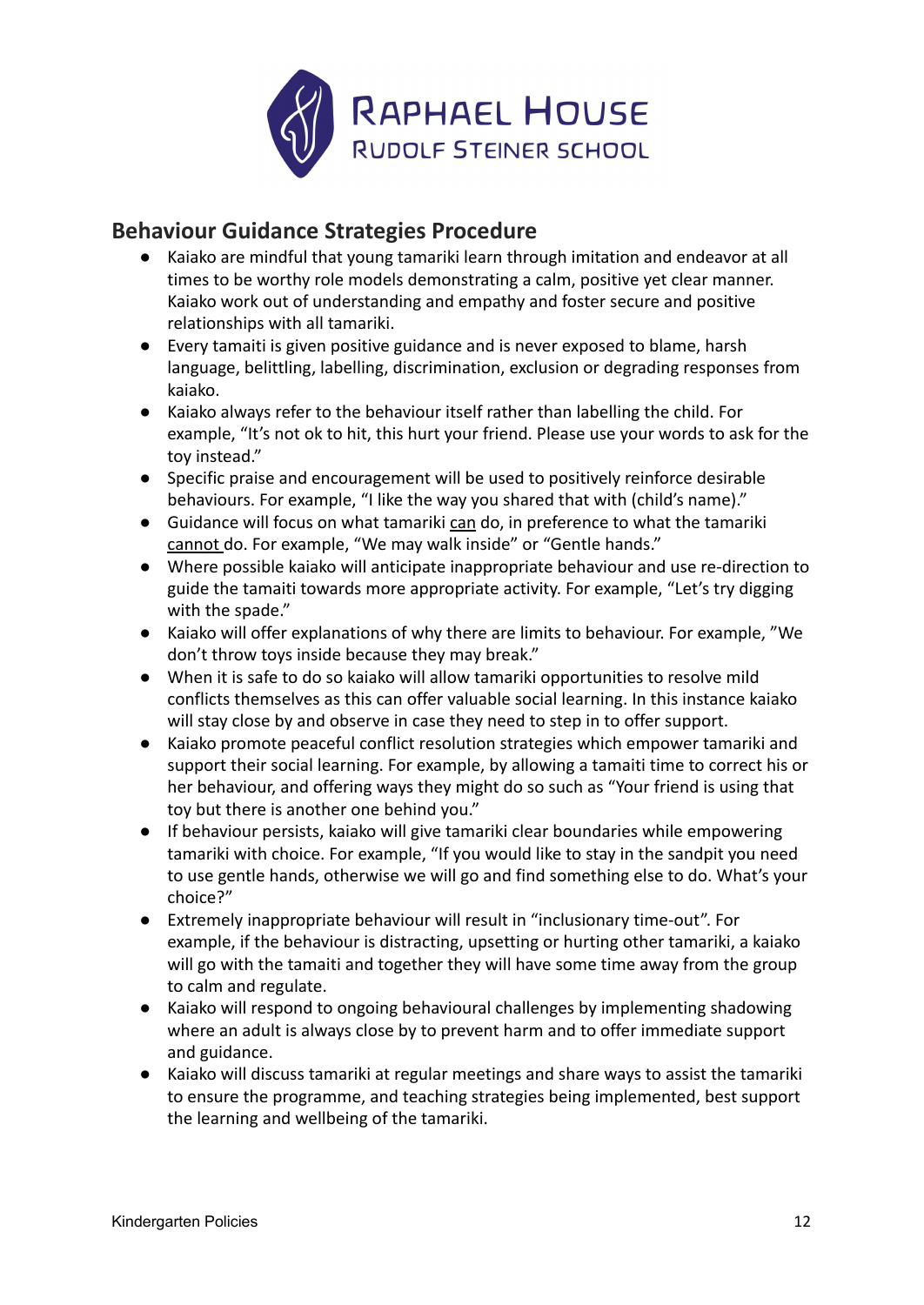## Behaviour Guidance Strategies Procedure

- Kaiako are mindful that young tamariki learn through imitation and endeavor at all times to be worthy role models demonstrating a calm, positive yet clear manner. Kaiako work out of understanding and empathy and foster secure and positive relationships with all tamariki.
- Every tamaiti is given positive guidance and is never exposed to blame, harsh language, belittling, labelling, discrimination, exclusion or degrading responses from kaiako.
- Kaiako always refer to the behaviour itself rather than labelling the child. For example, "It's not ok to hit, this hurt your friend. Please use your words to ask for the toy instead."
- Specific praise and encouragement will be used to positively reinforce desirable behaviours. For example, "I like the way you shared that with (child's name)."
- Guidance will focus on what tamariki can do, in preference to what the tamariki cannot do. For example, "We may walk inside" or "Gentle hands."
- Where possible kaiako will anticipate inappropriate behaviour and use re-direction to guide the tamaiti towards more appropriate activity. For example, "Let's try digging with the spade."
- Kaiako will offer explanations of why there are limits to behaviour. For example, "We don't throw toys inside because they may break."
- When it is safe to do so kaiako will allow tamariki opportunities to resolve mild conflicts themselves as this can offer valuable social learning. In this instance kaiako will stay close by and observe in case they need to step in to offer support.
- Kaiako promote peaceful conflict resolution strategies which empower tamariki and support their social learning. For example, by allowing a tamaiti time to correct his or her behaviour, and offering ways they might do so such as "Your friend is using that toy but there is another one behind you."
- If behaviour persists, kaiako will give tamariki clear boundaries while empowering tamariki with choice. For example, "If you would like to stay in the sandpit you need to use gentle hands, otherwise we will go and find something else to do. What's your choice?"
- Extremely inappropriate behaviour will result in "inclusionary time-out". For example, if the behaviour is distracting, upsetting or hurting other tamariki, a kaiako will go with the tamaiti and together they will have some time away from the group to calm and regulate.
- Kaiako will respond to ongoing behavioural challenges by implementing shadowing where an adult is always close by to prevent harm and to offer immediate support and guidance.
- Kaiako will discuss tamariki at regular meetings and share ways to assist the tamariki to ensure the programme, and teaching strategies being implemented, best support the learning and wellbeing of the tamariki.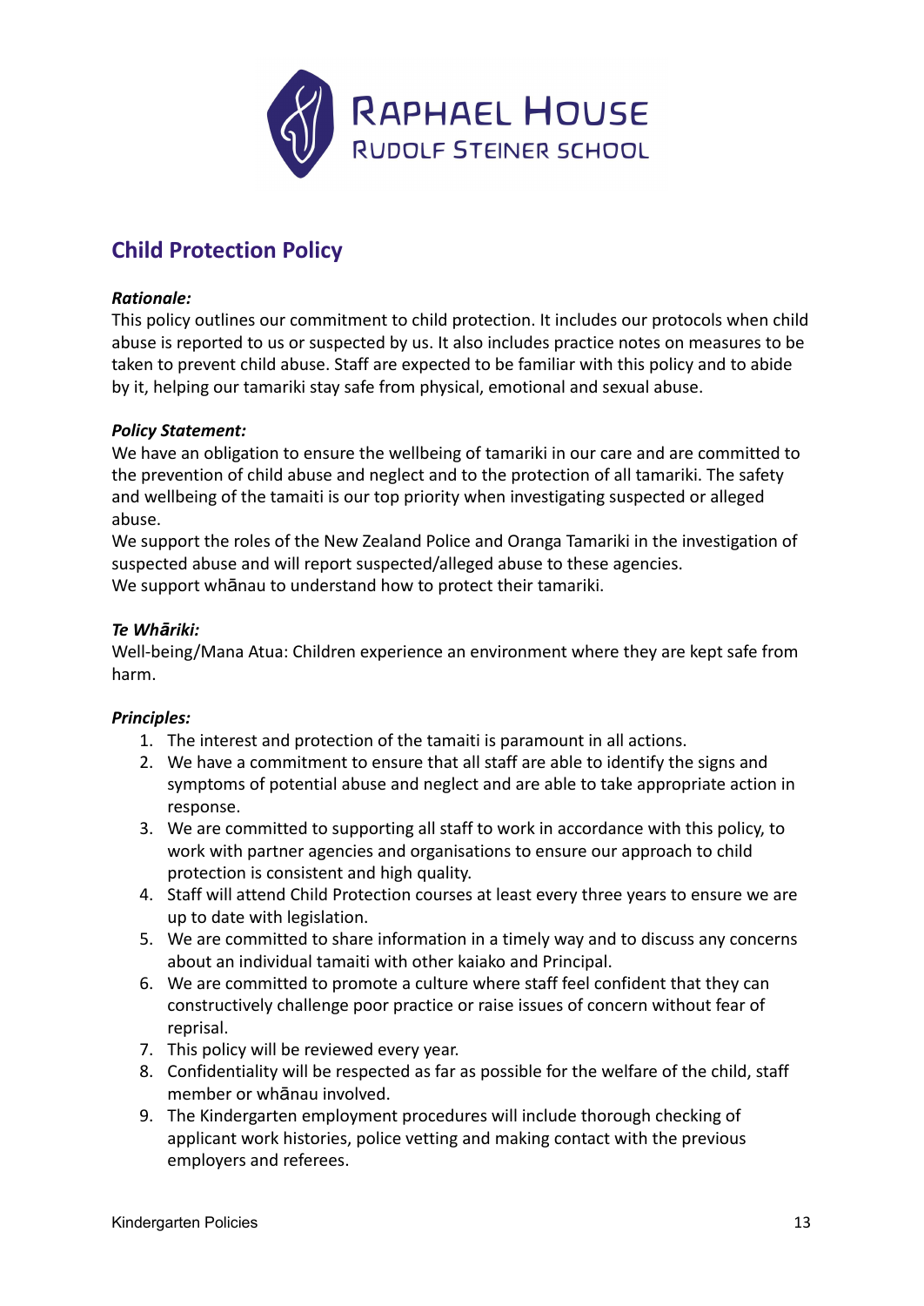RAPHAEL HOUSE
RUDOLF STEINER SCHOOL

## Child Protection Policy

***Rationale:***
This policy outlines our commitment to child protection. It includes our protocols when child abuse is reported to us or suspected by us. It also includes practice notes on measures to be taken to prevent child abuse. Staff are expected to be familiar with this policy and to abide by it, helping our tamariki stay safe from physical, emotional and sexual abuse.

***Policy Statement:***
We have an obligation to ensure the wellbeing of tamariki in our care and are committed to the prevention of child abuse and neglect and to the protection of all tamariki. The safety and wellbeing of the tamaiti is our top priority when investigating suspected or alleged abuse.
We support the roles of the New Zealand Police and Oranga Tamariki in the investigation of suspected abuse and will report suspected/alleged abuse to these agencies.
We support whānau to understand how to protect their tamariki.

***Te Whāriki:***
Well-being/Mana Atua: Children experience an environment where they are kept safe from harm.

***Principles:***

1. The interest and protection of the tamaiti is paramount in all actions.
2. We have a commitment to ensure that all staff are able to identify the signs and symptoms of potential abuse and neglect and are able to take appropriate action in response.
3. We are committed to supporting all staff to work in accordance with this policy, to work with partner agencies and organisations to ensure our approach to child protection is consistent and high quality.
4. Staff will attend Child Protection courses at least every three years to ensure we are up to date with legislation.
5. We are committed to share information in a timely way and to discuss any concerns about an individual tamaiti with other kaiako and Principal.
6. We are committed to promote a culture where staff feel confident that they can constructively challenge poor practice or raise issues of concern without fear of reprisal.
7. This policy will be reviewed every year.
8. Confidentiality will be respected as far as possible for the welfare of the child, staff member or whānau involved.
9. The Kindergarten employment procedures will include thorough checking of applicant work histories, police vetting and making contact with the previous employers and referees.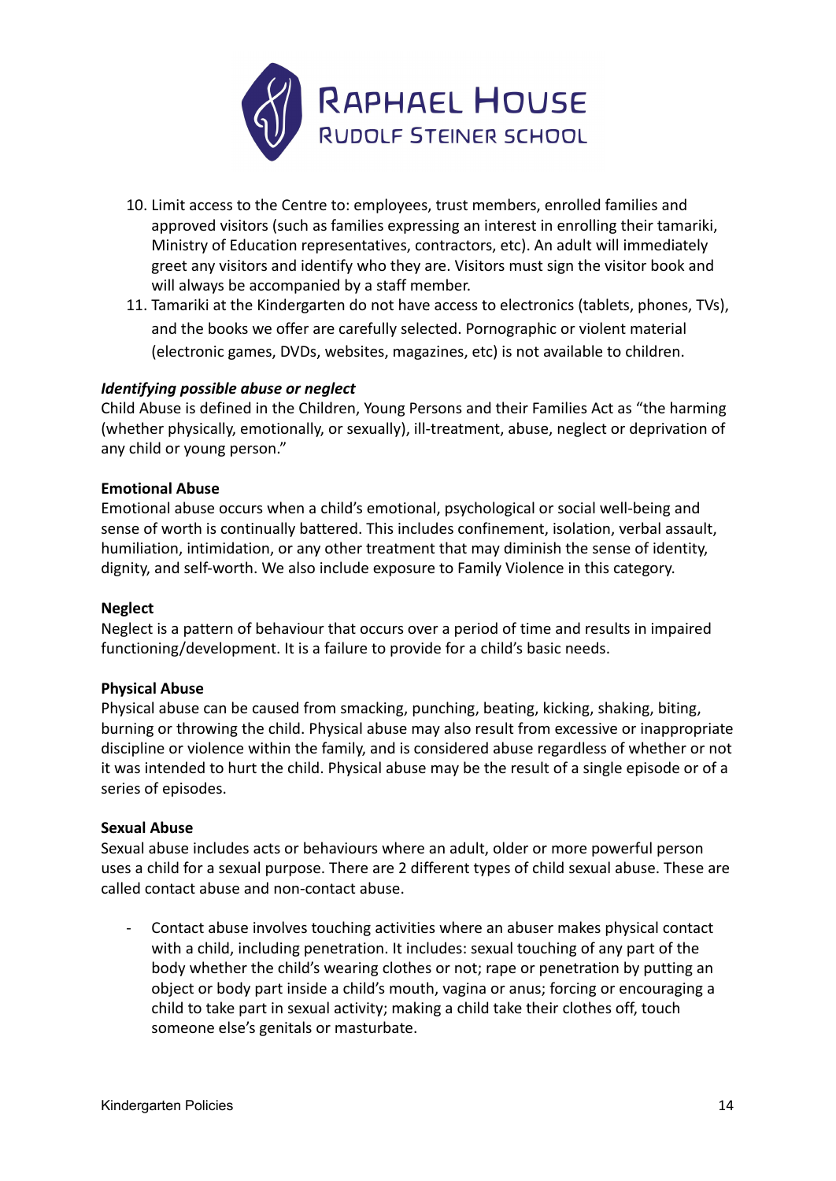10. Limit access to the Centre to: employees, trust members, enrolled families and approved visitors (such as families expressing an interest in enrolling their tamariki, Ministry of Education representatives, contractors, etc). An adult will immediately greet any visitors and identify who they are. Visitors must sign the visitor book and will always be accompanied by a staff member.
11. Tamariki at the Kindergarten do not have access to electronics (tablets, phones, TVs), and the books we offer are carefully selected. Pornographic or violent material (electronic games, DVDs, websites, magazines, etc) is not available to children.

***Identifying possible abuse or neglect***

Child Abuse is defined in the Children, Young Persons and their Families Act as "the harming (whether physically, emotionally, or sexually), ill-treatment, abuse, neglect or deprivation of any child or young person."

**Emotional Abuse**

Emotional abuse occurs when a child's emotional, psychological or social well-being and sense of worth is continually battered. This includes confinement, isolation, verbal assault, humiliation, intimidation, or any other treatment that may diminish the sense of identity, dignity, and self-worth. We also include exposure to Family Violence in this category.

**Neglect**

Neglect is a pattern of behaviour that occurs over a period of time and results in impaired functioning/development. It is a failure to provide for a child's basic needs.

**Physical Abuse**

Physical abuse can be caused from smacking, punching, beating, kicking, shaking, biting, burning or throwing the child. Physical abuse may also result from excessive or inappropriate discipline or violence within the family, and is considered abuse regardless of whether or not it was intended to hurt the child. Physical abuse may be the result of a single episode or of a series of episodes.

**Sexual Abuse**

Sexual abuse includes acts or behaviours where an adult, older or more powerful person uses a child for a sexual purpose. There are 2 different types of child sexual abuse. These are called contact abuse and non-contact abuse.

- Contact abuse involves touching activities where an abuser makes physical contact with a child, including penetration. It includes: sexual touching of any part of the body whether the child's wearing clothes or not; rape or penetration by putting an object or body part inside a child's mouth, vagina or anus; forcing or encouraging a child to take part in sexual activity; making a child take their clothes off, touch someone else's genitals or masturbate.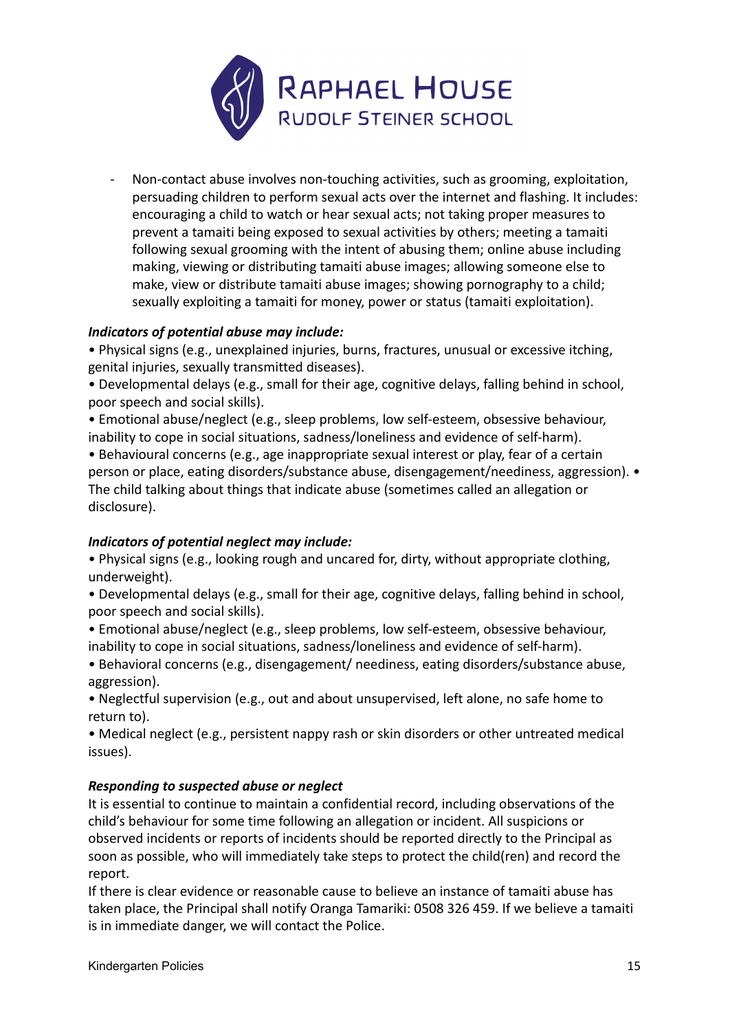- Non-contact abuse involves non-touching activities, such as grooming, exploitation, persuading children to perform sexual acts over the internet and flashing. It includes: encouraging a child to watch or hear sexual acts; not taking proper measures to prevent a tamaiti being exposed to sexual activities by others; meeting a tamaiti following sexual grooming with the intent of abusing them; online abuse including making, viewing or distributing tamaiti abuse images; allowing someone else to make, view or distribute tamaiti abuse images; showing pornography to a child; sexually exploiting a tamaiti for money, power or status (tamaiti exploitation).

***Indicators of potential abuse may include:***

• Physical signs (e.g., unexplained injuries, burns, fractures, unusual or excessive itching, genital injuries, sexually transmitted diseases).
• Developmental delays (e.g., small for their age, cognitive delays, falling behind in school, poor speech and social skills).
• Emotional abuse/neglect (e.g., sleep problems, low self-esteem, obsessive behaviour, inability to cope in social situations, sadness/loneliness and evidence of self-harm).
• Behavioural concerns (e.g., age inappropriate sexual interest or play, fear of a certain person or place, eating disorders/substance abuse, disengagement/neediness, aggression). • The child talking about things that indicate abuse (sometimes called an allegation or disclosure).

***Indicators of potential neglect may include:***

• Physical signs (e.g., looking rough and uncared for, dirty, without appropriate clothing, underweight).
• Developmental delays (e.g., small for their age, cognitive delays, falling behind in school, poor speech and social skills).
• Emotional abuse/neglect (e.g., sleep problems, low self-esteem, obsessive behaviour, inability to cope in social situations, sadness/loneliness and evidence of self-harm).
• Behavioral concerns (e.g., disengagement/ neediness, eating disorders/substance abuse, aggression).
• Neglectful supervision (e.g., out and about unsupervised, left alone, no safe home to return to).
• Medical neglect (e.g., persistent nappy rash or skin disorders or other untreated medical issues).

***Responding to suspected abuse or neglect***

It is essential to continue to maintain a confidential record, including observations of the child's behaviour for some time following an allegation or incident. All suspicions or observed incidents or reports of incidents should be reported directly to the Principal as soon as possible, who will immediately take steps to protect the child(ren) and record the report.

If there is clear evidence or reasonable cause to believe an instance of tamaiti abuse has taken place, the Principal shall notify Oranga Tamariki: 0508 326 459. If we believe a tamaiti is in immediate danger, we will contact the Police.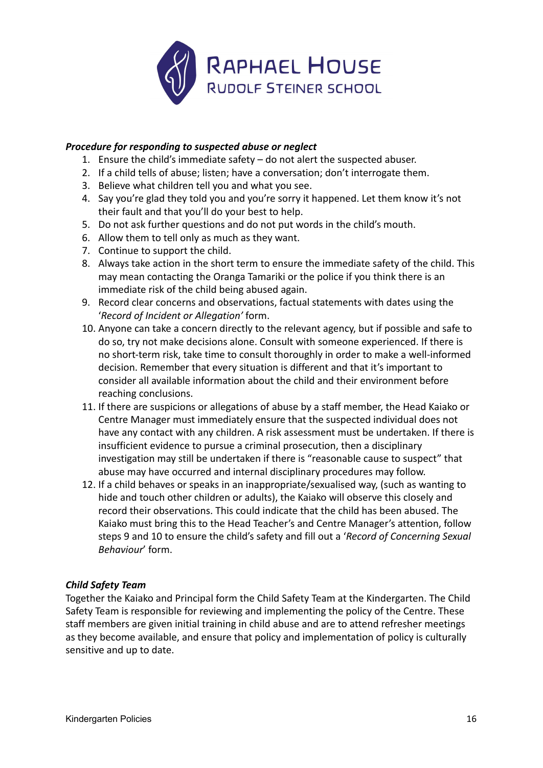***Procedure for responding to suspected abuse or neglect***

1. Ensure the child's immediate safety – do not alert the suspected abuser.
2. If a child tells of abuse; listen; have a conversation; don't interrogate them.
3. Believe what children tell you and what you see.
4. Say you're glad they told you and you're sorry it happened. Let them know it's not their fault and that you'll do your best to help.
5. Do not ask further questions and do not put words in the child's mouth.
6. Allow them to tell only as much as they want.
7. Continue to support the child.
8. Always take action in the short term to ensure the immediate safety of the child. This may mean contacting the Oranga Tamariki or the police if you think there is an immediate risk of the child being abused again.
9. Record clear concerns and observations, factual statements with dates using the '*Record of Incident or Allegation'* form.
10. Anyone can take a concern directly to the relevant agency, but if possible and safe to do so, try not make decisions alone. Consult with someone experienced. If there is no short-term risk, take time to consult thoroughly in order to make a well-informed decision. Remember that every situation is different and that it's important to consider all available information about the child and their environment before reaching conclusions.
11. If there are suspicions or allegations of abuse by a staff member, the Head Kaiako or Centre Manager must immediately ensure that the suspected individual does not have any contact with any children. A risk assessment must be undertaken. If there is insufficient evidence to pursue a criminal prosecution, then a disciplinary investigation may still be undertaken if there is "reasonable cause to suspect" that abuse may have occurred and internal disciplinary procedures may follow.
12. If a child behaves or speaks in an inappropriate/sexualised way, (such as wanting to hide and touch other children or adults), the Kaiako will observe this closely and record their observations. This could indicate that the child has been abused. The Kaiako must bring this to the Head Teacher's and Centre Manager's attention, follow steps 9 and 10 to ensure the child's safety and fill out a '*Record of Concerning Sexual Behaviour*' form.

***Child Safety Team***

Together the Kaiako and Principal form the Child Safety Team at the Kindergarten. The Child Safety Team is responsible for reviewing and implementing the policy of the Centre. These staff members are given initial training in child abuse and are to attend refresher meetings as they become available, and ensure that policy and implementation of policy is culturally sensitive and up to date.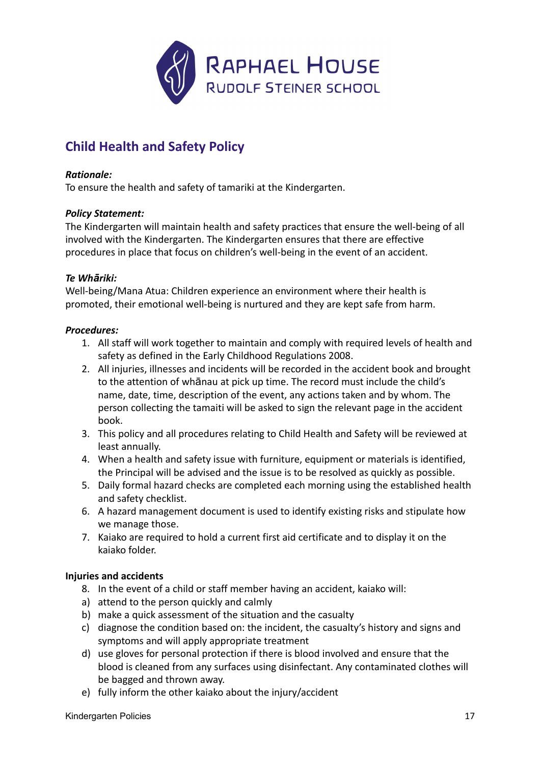**RAPHAEL HOUSE**
RUDOLF STEINER SCHOOL

## Child Health and Safety Policy

***Rationale:***
To ensure the health and safety of tamariki at the Kindergarten.

***Policy Statement:***
The Kindergarten will maintain health and safety practices that ensure the well-being of all involved with the Kindergarten. The Kindergarten ensures that there are effective procedures in place that focus on children's well-being in the event of an accident.

***Te Whāriki:***
Well-being/Mana Atua: Children experience an environment where their health is promoted, their emotional well-being is nurtured and they are kept safe from harm.

***Procedures:***

1. All staff will work together to maintain and comply with required levels of health and safety as defined in the Early Childhood Regulations 2008.
2. All injuries, illnesses and incidents will be recorded in the accident book and brought to the attention of whānau at pick up time. The record must include the child's name, date, time, description of the event, any actions taken and by whom. The person collecting the tamaiti will be asked to sign the relevant page in the accident book.
3. This policy and all procedures relating to Child Health and Safety will be reviewed at least annually.
4. When a health and safety issue with furniture, equipment or materials is identified, the Principal will be advised and the issue is to be resolved as quickly as possible.
5. Daily formal hazard checks are completed each morning using the established health and safety checklist.
6. A hazard management document is used to identify existing risks and stipulate how we manage those.
7. Kaiako are required to hold a current first aid certificate and to display it on the kaiako folder.

**Injuries and accidents**

8. In the event of a child or staff member having an accident, kaiako will:

a) attend to the person quickly and calmly
b) make a quick assessment of the situation and the casualty
c) diagnose the condition based on: the incident, the casualty's history and signs and symptoms and will apply appropriate treatment
d) use gloves for personal protection if there is blood involved and ensure that the blood is cleaned from any surfaces using disinfectant. Any contaminated clothes will be bagged and thrown away.
e) fully inform the other kaiako about the injury/accident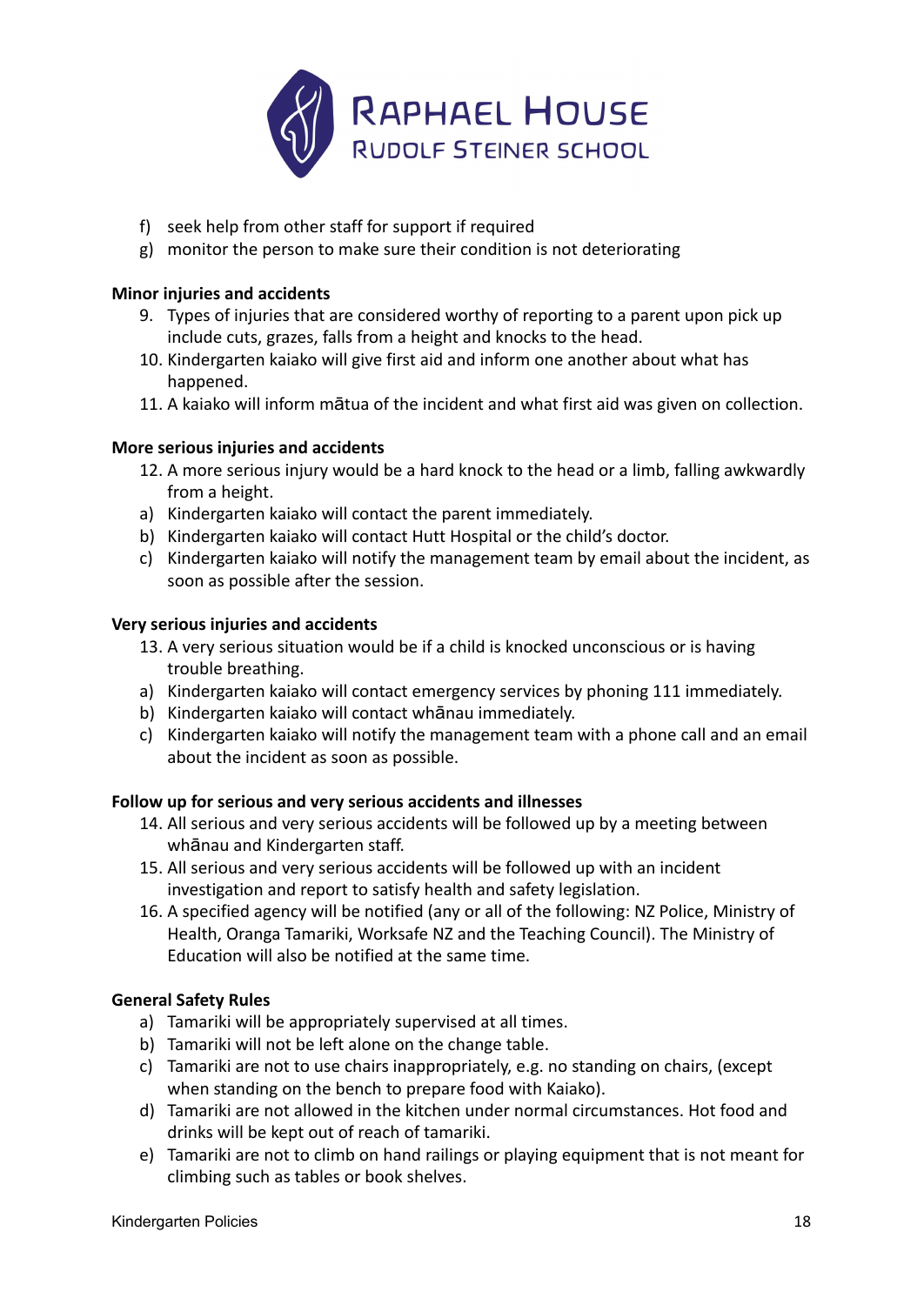f) seek help from other staff for support if required
g) monitor the person to make sure their condition is not deteriorating

**Minor injuries and accidents**

9. Types of injuries that are considered worthy of reporting to a parent upon pick up include cuts, grazes, falls from a height and knocks to the head.
10. Kindergarten kaiako will give first aid and inform one another about what has happened.
11. A kaiako will inform mātua of the incident and what first aid was given on collection.

**More serious injuries and accidents**

12. A more serious injury would be a hard knock to the head or a limb, falling awkwardly from a height.

a) Kindergarten kaiako will contact the parent immediately.
b) Kindergarten kaiako will contact Hutt Hospital or the child's doctor.
c) Kindergarten kaiako will notify the management team by email about the incident, as soon as possible after the session.

**Very serious injuries and accidents**

13. A very serious situation would be if a child is knocked unconscious or is having trouble breathing.

a) Kindergarten kaiako will contact emergency services by phoning 111 immediately.
b) Kindergarten kaiako will contact whānau immediately.
c) Kindergarten kaiako will notify the management team with a phone call and an email about the incident as soon as possible.

**Follow up for serious and very serious accidents and illnesses**

14. All serious and very serious accidents will be followed up by a meeting between whānau and Kindergarten staff.
15. All serious and very serious accidents will be followed up with an incident investigation and report to satisfy health and safety legislation.
16. A specified agency will be notified (any or all of the following: NZ Police, Ministry of Health, Oranga Tamariki, Worksafe NZ and the Teaching Council). The Ministry of Education will also be notified at the same time.

**General Safety Rules**

a) Tamariki will be appropriately supervised at all times.
b) Tamariki will not be left alone on the change table.
c) Tamariki are not to use chairs inappropriately, e.g. no standing on chairs, (except when standing on the bench to prepare food with Kaiako).
d) Tamariki are not allowed in the kitchen under normal circumstances. Hot food and drinks will be kept out of reach of tamariki.
e) Tamariki are not to climb on hand railings or playing equipment that is not meant for climbing such as tables or book shelves.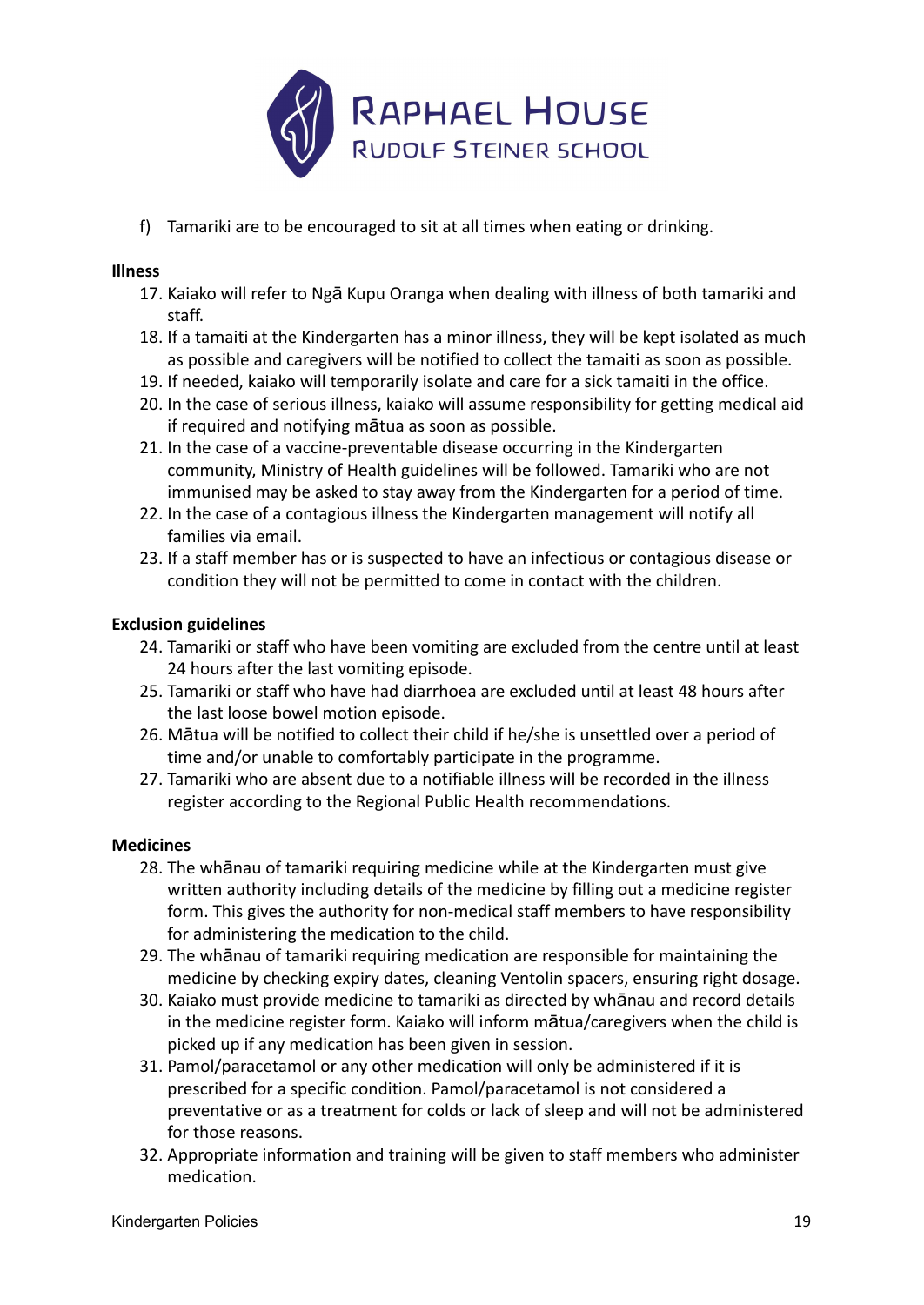f) Tamariki are to be encouraged to sit at all times when eating or drinking.

**Illness**

17. Kaiako will refer to Ngā Kupu Oranga when dealing with illness of both tamariki and staff.
18. If a tamaiti at the Kindergarten has a minor illness, they will be kept isolated as much as possible and caregivers will be notified to collect the tamaiti as soon as possible.
19. If needed, kaiako will temporarily isolate and care for a sick tamaiti in the office.
20. In the case of serious illness, kaiako will assume responsibility for getting medical aid if required and notifying mātua as soon as possible.
21. In the case of a vaccine-preventable disease occurring in the Kindergarten community, Ministry of Health guidelines will be followed. Tamariki who are not immunised may be asked to stay away from the Kindergarten for a period of time.
22. In the case of a contagious illness the Kindergarten management will notify all families via email.
23. If a staff member has or is suspected to have an infectious or contagious disease or condition they will not be permitted to come in contact with the children.

**Exclusion guidelines**

24. Tamariki or staff who have been vomiting are excluded from the centre until at least 24 hours after the last vomiting episode.
25. Tamariki or staff who have had diarrhoea are excluded until at least 48 hours after the last loose bowel motion episode.
26. Mātua will be notified to collect their child if he/she is unsettled over a period of time and/or unable to comfortably participate in the programme.
27. Tamariki who are absent due to a notifiable illness will be recorded in the illness register according to the Regional Public Health recommendations.

**Medicines**

28. The whānau of tamariki requiring medicine while at the Kindergarten must give written authority including details of the medicine by filling out a medicine register form. This gives the authority for non-medical staff members to have responsibility for administering the medication to the child.
29. The whānau of tamariki requiring medication are responsible for maintaining the medicine by checking expiry dates, cleaning Ventolin spacers, ensuring right dosage.
30. Kaiako must provide medicine to tamariki as directed by whānau and record details in the medicine register form. Kaiako will inform mātua/caregivers when the child is picked up if any medication has been given in session.
31. Pamol/paracetamol or any other medication will only be administered if it is prescribed for a specific condition. Pamol/paracetamol is not considered a preventative or as a treatment for colds or lack of sleep and will not be administered for those reasons.
32. Appropriate information and training will be given to staff members who administer medication.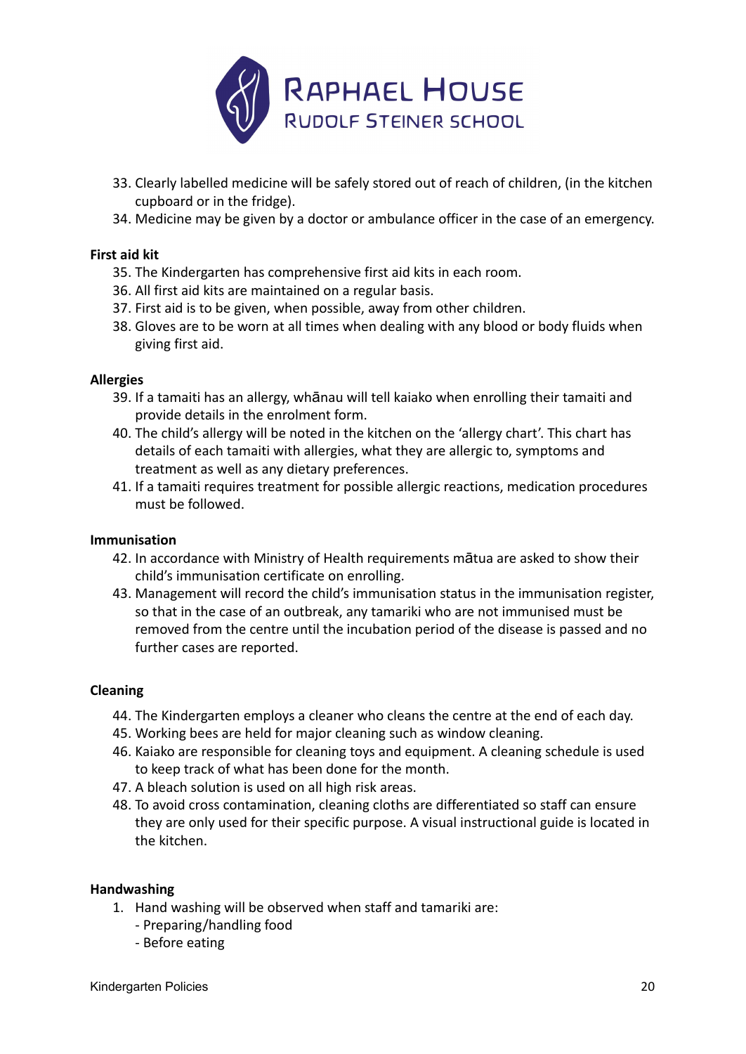33. Clearly labelled medicine will be safely stored out of reach of children, (in the kitchen cupboard or in the fridge).
34. Medicine may be given by a doctor or ambulance officer in the case of an emergency.

**First aid kit**

35. The Kindergarten has comprehensive first aid kits in each room.
36. All first aid kits are maintained on a regular basis.
37. First aid is to be given, when possible, away from other children.
38. Gloves are to be worn at all times when dealing with any blood or body fluids when giving first aid.

**Allergies**

39. If a tamaiti has an allergy, whānau will tell kaiako when enrolling their tamaiti and provide details in the enrolment form.
40. The child's allergy will be noted in the kitchen on the 'allergy chart'. This chart has details of each tamaiti with allergies, what they are allergic to, symptoms and treatment as well as any dietary preferences.
41. If a tamaiti requires treatment for possible allergic reactions, medication procedures must be followed.

**Immunisation**

42. In accordance with Ministry of Health requirements mātua are asked to show their child's immunisation certificate on enrolling.
43. Management will record the child's immunisation status in the immunisation register, so that in the case of an outbreak, any tamariki who are not immunised must be removed from the centre until the incubation period of the disease is passed and no further cases are reported.

**Cleaning**

44. The Kindergarten employs a cleaner who cleans the centre at the end of each day.
45. Working bees are held for major cleaning such as window cleaning.
46. Kaiako are responsible for cleaning toys and equipment. A cleaning schedule is used to keep track of what has been done for the month.
47. A bleach solution is used on all high risk areas.
48. To avoid cross contamination, cleaning cloths are differentiated so staff can ensure they are only used for their specific purpose. A visual instructional guide is located in the kitchen.

**Handwashing**

1. Hand washing will be observed when staff and tamariki are:
   - Preparing/handling food
   - Before eating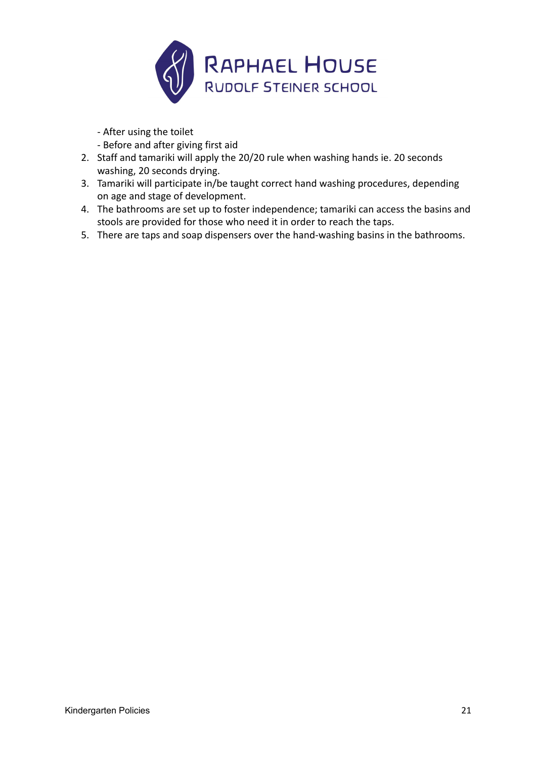- After using the toilet
- Before and after giving first aid

2. Staff and tamariki will apply the 20/20 rule when washing hands ie. 20 seconds washing, 20 seconds drying.
3. Tamariki will participate in/be taught correct hand washing procedures, depending on age and stage of development.
4. The bathrooms are set up to foster independence; tamariki can access the basins and stools are provided for those who need it in order to reach the taps.
5. There are taps and soap dispensers over the hand-washing basins in the bathrooms.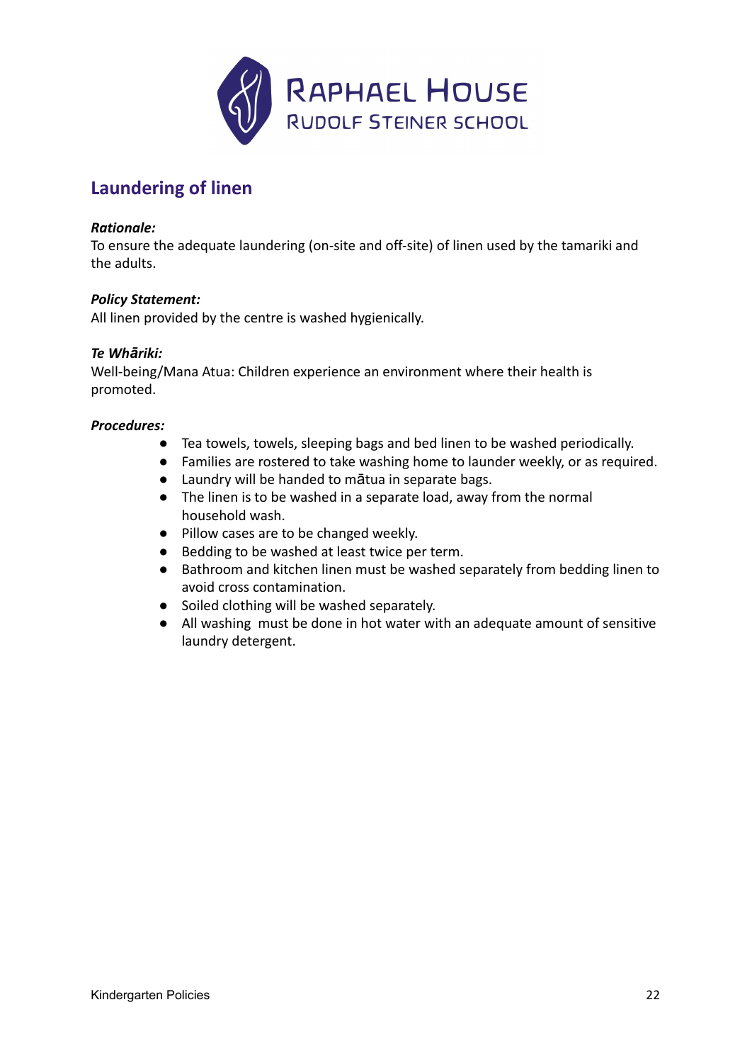# Raphael House
## Rudolf Steiner School

## Laundering of linen

***Rationale:***
To ensure the adequate laundering (on-site and off-site) of linen used by the tamariki and the adults.

***Policy Statement:***
All linen provided by the centre is washed hygienically.

***Te Whāriki:***
Well-being/Mana Atua: Children experience an environment where their health is promoted.

***Procedures:***

- Tea towels, towels, sleeping bags and bed linen to be washed periodically.
- Families are rostered to take washing home to launder weekly, or as required.
- Laundry will be handed to mātua in separate bags.
- The linen is to be washed in a separate load, away from the normal household wash.
- Pillow cases are to be changed weekly.
- Bedding to be washed at least twice per term.
- Bathroom and kitchen linen must be washed separately from bedding linen to avoid cross contamination.
- Soiled clothing will be washed separately.
- All washing must be done in hot water with an adequate amount of sensitive laundry detergent.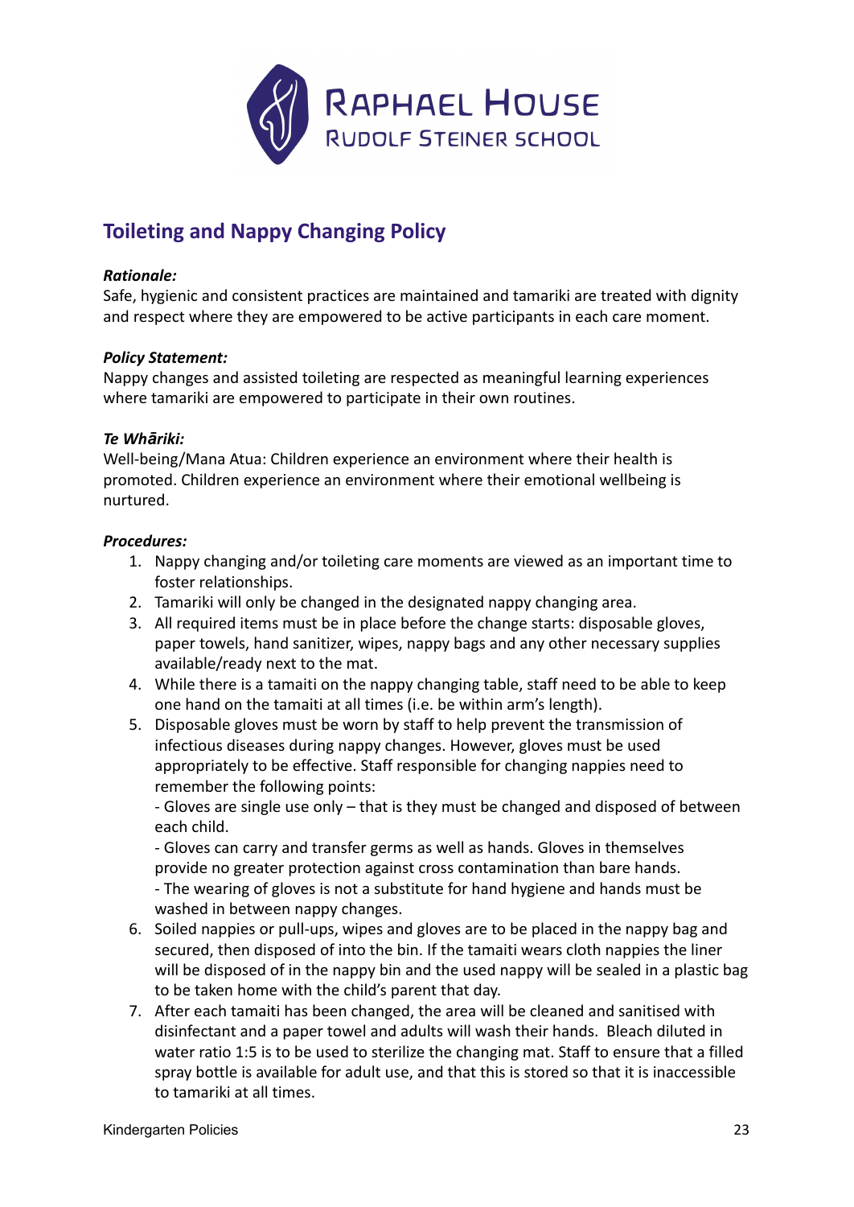RAPHAEL HOUSE
RUDOLF STEINER SCHOOL

## Toileting and Nappy Changing Policy

***Rationale:***
Safe, hygienic and consistent practices are maintained and tamariki are treated with dignity and respect where they are empowered to be active participants in each care moment.

***Policy Statement:***
Nappy changes and assisted toileting are respected as meaningful learning experiences where tamariki are empowered to participate in their own routines.

***Te Whāriki:***
Well-being/Mana Atua: Children experience an environment where their health is promoted. Children experience an environment where their emotional wellbeing is nurtured.

***Procedures:***

1. Nappy changing and/or toileting care moments are viewed as an important time to foster relationships.
2. Tamariki will only be changed in the designated nappy changing area.
3. All required items must be in place before the change starts: disposable gloves, paper towels, hand sanitizer, wipes, nappy bags and any other necessary supplies available/ready next to the mat.
4. While there is a tamaiti on the nappy changing table, staff need to be able to keep one hand on the tamaiti at all times (i.e. be within arm's length).
5. Disposable gloves must be worn by staff to help prevent the transmission of infectious diseases during nappy changes. However, gloves must be used appropriately to be effective. Staff responsible for changing nappies need to remember the following points:
   - Gloves are single use only – that is they must be changed and disposed of between each child.
   - Gloves can carry and transfer germs as well as hands. Gloves in themselves provide no greater protection against cross contamination than bare hands.
   - The wearing of gloves is not a substitute for hand hygiene and hands must be washed in between nappy changes.
6. Soiled nappies or pull-ups, wipes and gloves are to be placed in the nappy bag and secured, then disposed of into the bin. If the tamaiti wears cloth nappies the liner will be disposed of in the nappy bin and the used nappy will be sealed in a plastic bag to be taken home with the child's parent that day.
7. After each tamaiti has been changed, the area will be cleaned and sanitised with disinfectant and a paper towel and adults will wash their hands. Bleach diluted in water ratio 1:5 is to be used to sterilize the changing mat. Staff to ensure that a filled spray bottle is available for adult use, and that this is stored so that it is inaccessible to tamariki at all times.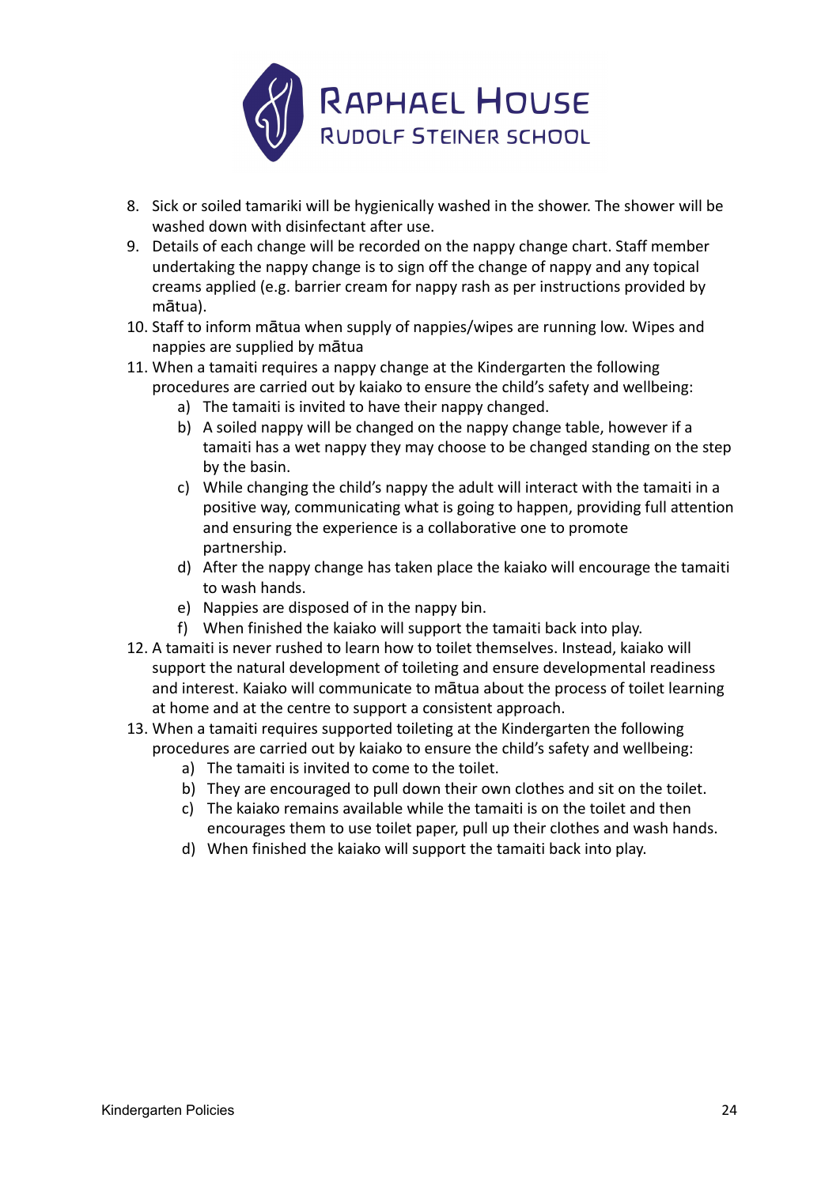8. Sick or soiled tamariki will be hygienically washed in the shower. The shower will be washed down with disinfectant after use.
9. Details of each change will be recorded on the nappy change chart. Staff member undertaking the nappy change is to sign off the change of nappy and any topical creams applied (e.g. barrier cream for nappy rash as per instructions provided by mātua).
10. Staff to inform mātua when supply of nappies/wipes are running low. Wipes and nappies are supplied by mātua
11. When a tamaiti requires a nappy change at the Kindergarten the following procedures are carried out by kaiako to ensure the child's safety and wellbeing:
    a) The tamaiti is invited to have their nappy changed.
    b) A soiled nappy will be changed on the nappy change table, however if a tamaiti has a wet nappy they may choose to be changed standing on the step by the basin.
    c) While changing the child's nappy the adult will interact with the tamaiti in a positive way, communicating what is going to happen, providing full attention and ensuring the experience is a collaborative one to promote partnership.
    d) After the nappy change has taken place the kaiako will encourage the tamaiti to wash hands.
    e) Nappies are disposed of in the nappy bin.
    f) When finished the kaiako will support the tamaiti back into play.
12. A tamaiti is never rushed to learn how to toilet themselves. Instead, kaiako will support the natural development of toileting and ensure developmental readiness and interest. Kaiako will communicate to mātua about the process of toilet learning at home and at the centre to support a consistent approach.
13. When a tamaiti requires supported toileting at the Kindergarten the following procedures are carried out by kaiako to ensure the child's safety and wellbeing:
    a) The tamaiti is invited to come to the toilet.
    b) They are encouraged to pull down their own clothes and sit on the toilet.
    c) The kaiako remains available while the tamaiti is on the toilet and then encourages them to use toilet paper, pull up their clothes and wash hands.
    d) When finished the kaiako will support the tamaiti back into play.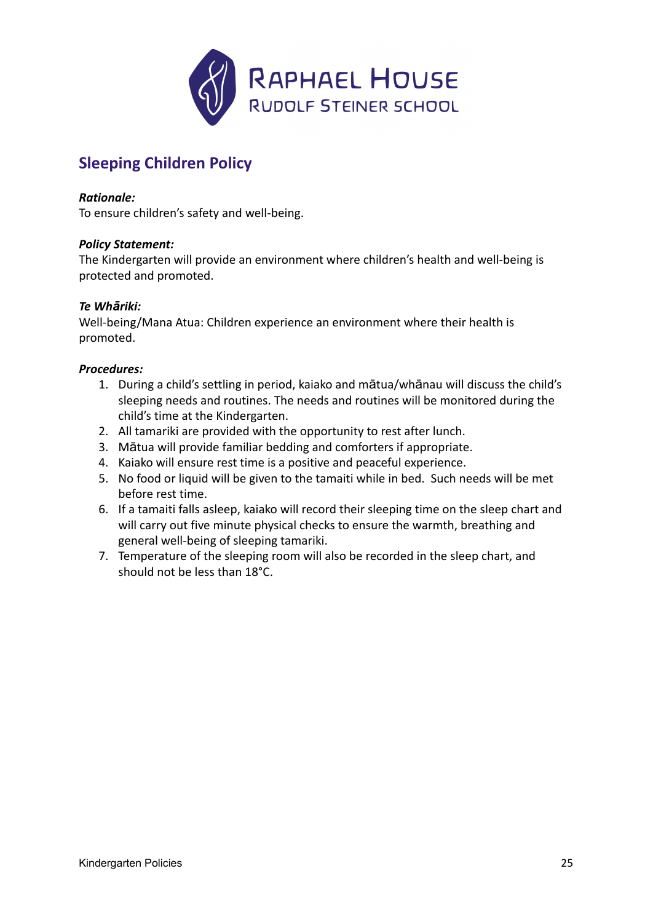RAPHAEL HOUSE
RUDOLF STEINER SCHOOL

## Sleeping Children Policy

***Rationale:***
To ensure children's safety and well-being.

***Policy Statement:***
The Kindergarten will provide an environment where children's health and well-being is protected and promoted.

***Te Whāriki:***
Well-being/Mana Atua: Children experience an environment where their health is promoted.

***Procedures:***

1. During a child's settling in period, kaiako and mātua/whānau will discuss the child's sleeping needs and routines. The needs and routines will be monitored during the child's time at the Kindergarten.
2. All tamariki are provided with the opportunity to rest after lunch.
3. Mātua will provide familiar bedding and comforters if appropriate.
4. Kaiako will ensure rest time is a positive and peaceful experience.
5. No food or liquid will be given to the tamaiti while in bed. Such needs will be met before rest time.
6. If a tamaiti falls asleep, kaiako will record their sleeping time on the sleep chart and will carry out five minute physical checks to ensure the warmth, breathing and general well-being of sleeping tamariki.
7. Temperature of the sleeping room will also be recorded in the sleep chart, and should not be less than 18°C.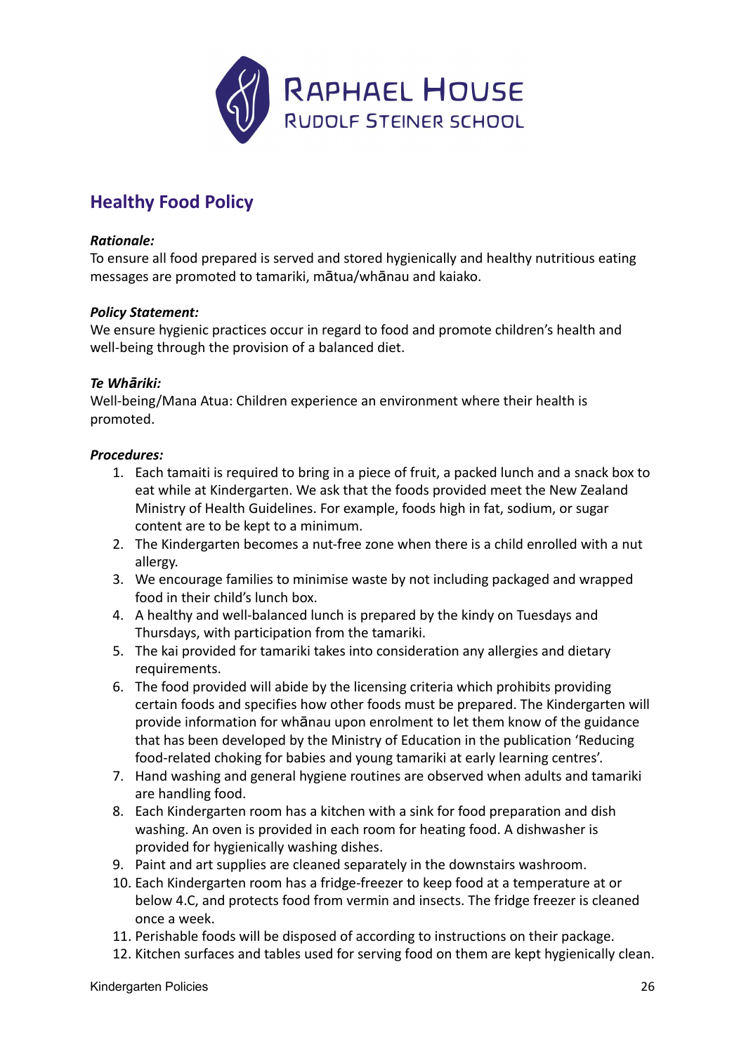# Healthy Food Policy

***Rationale:***
To ensure all food prepared is served and stored hygienically and healthy nutritious eating messages are promoted to tamariki, mātua/whānau and kaiako.

***Policy Statement:***
We ensure hygienic practices occur in regard to food and promote children's health and well-being through the provision of a balanced diet.

***Te Whāriki:***
Well-being/Mana Atua: Children experience an environment where their health is promoted.

***Procedures:***

1. Each tamaiti is required to bring in a piece of fruit, a packed lunch and a snack box to eat while at Kindergarten. We ask that the foods provided meet the New Zealand Ministry of Health Guidelines. For example, foods high in fat, sodium, or sugar content are to be kept to a minimum.
2. The Kindergarten becomes a nut-free zone when there is a child enrolled with a nut allergy.
3. We encourage families to minimise waste by not including packaged and wrapped food in their child's lunch box.
4. A healthy and well-balanced lunch is prepared by the kindy on Tuesdays and Thursdays, with participation from the tamariki.
5. The kai provided for tamariki takes into consideration any allergies and dietary requirements.
6. The food provided will abide by the licensing criteria which prohibits providing certain foods and specifies how other foods must be prepared. The Kindergarten will provide information for whānau upon enrolment to let them know of the guidance that has been developed by the Ministry of Education in the publication 'Reducing food-related choking for babies and young tamariki at early learning centres'.
7. Hand washing and general hygiene routines are observed when adults and tamariki are handling food.
8. Each Kindergarten room has a kitchen with a sink for food preparation and dish washing. An oven is provided in each room for heating food. A dishwasher is provided for hygienically washing dishes.
9. Paint and art supplies are cleaned separately in the downstairs washroom.
10. Each Kindergarten room has a fridge-freezer to keep food at a temperature at or below 4.C, and protects food from vermin and insects. The fridge freezer is cleaned once a week.
11. Perishable foods will be disposed of according to instructions on their package.
12. Kitchen surfaces and tables used for serving food on them are kept hygienically clean.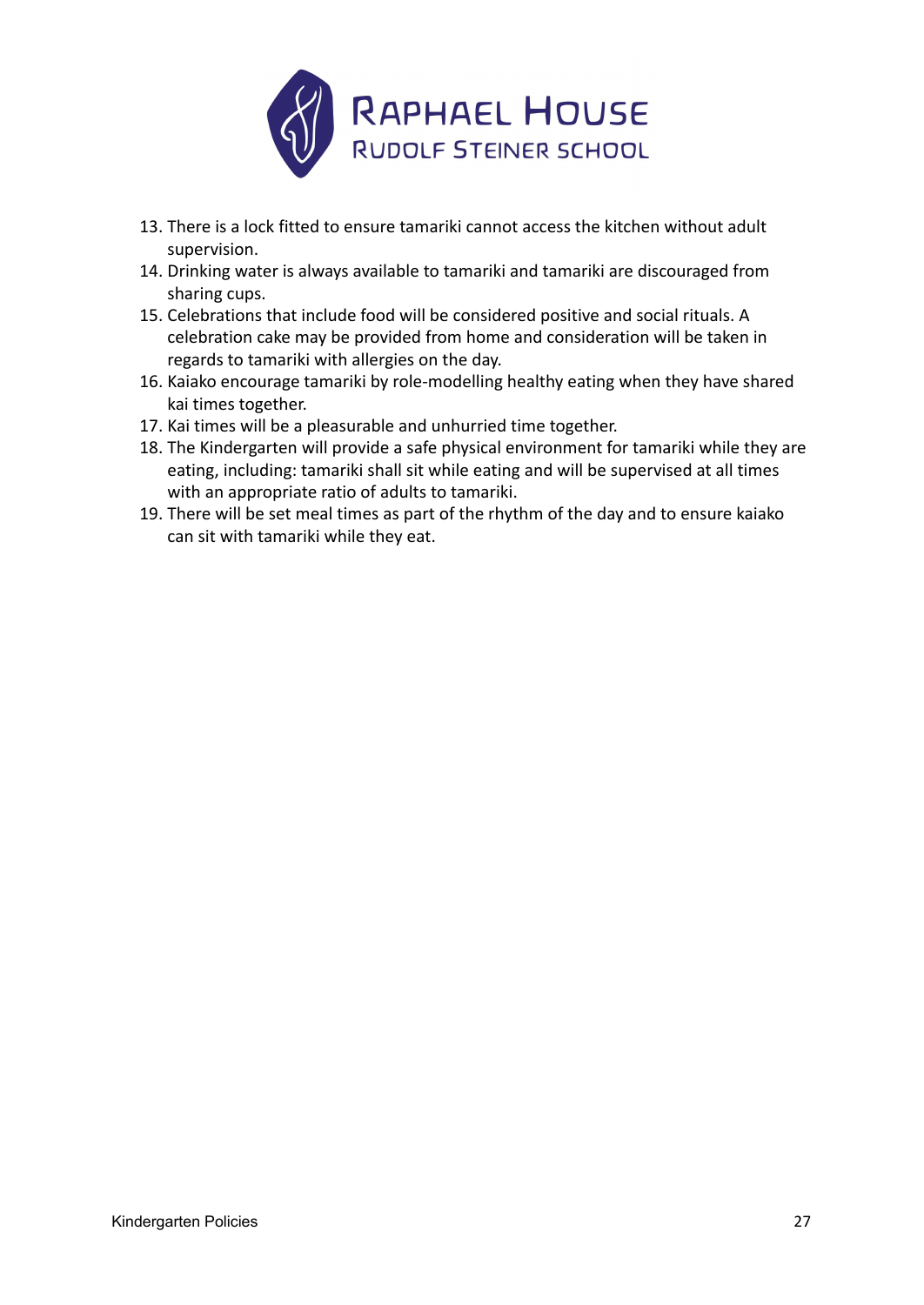13. There is a lock fitted to ensure tamariki cannot access the kitchen without adult supervision.
14. Drinking water is always available to tamariki and tamariki are discouraged from sharing cups.
15. Celebrations that include food will be considered positive and social rituals. A celebration cake may be provided from home and consideration will be taken in regards to tamariki with allergies on the day.
16. Kaiako encourage tamariki by role-modelling healthy eating when they have shared kai times together.
17. Kai times will be a pleasurable and unhurried time together.
18. The Kindergarten will provide a safe physical environment for tamariki while they are eating, including: tamariki shall sit while eating and will be supervised at all times with an appropriate ratio of adults to tamariki.
19. There will be set meal times as part of the rhythm of the day and to ensure kaiako can sit with tamariki while they eat.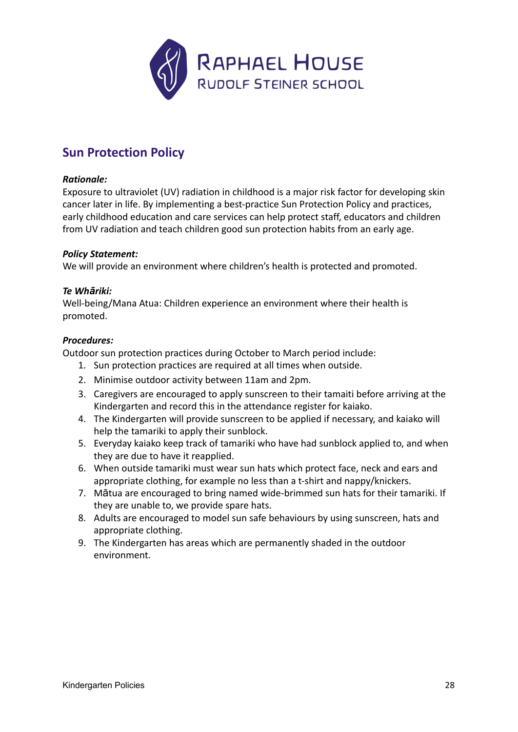RAPHAEL HOUSE
RUDOLF STEINER SCHOOL

## Sun Protection Policy

***Rationale:***
Exposure to ultraviolet (UV) radiation in childhood is a major risk factor for developing skin cancer later in life. By implementing a best-practice Sun Protection Policy and practices, early childhood education and care services can help protect staff, educators and children from UV radiation and teach children good sun protection habits from an early age.

***Policy Statement:***
We will provide an environment where children's health is protected and promoted.

***Te Whāriki:***
Well-being/Mana Atua: Children experience an environment where their health is promoted.

***Procedures:***
Outdoor sun protection practices during October to March period include:

1. Sun protection practices are required at all times when outside.
2. Minimise outdoor activity between 11am and 2pm.
3. Caregivers are encouraged to apply sunscreen to their tamaiti before arriving at the Kindergarten and record this in the attendance register for kaiako.
4. The Kindergarten will provide sunscreen to be applied if necessary, and kaiako will help the tamariki to apply their sunblock.
5. Everyday kaiako keep track of tamariki who have had sunblock applied to, and when they are due to have it reapplied.
6. When outside tamariki must wear sun hats which protect face, neck and ears and appropriate clothing, for example no less than a t-shirt and nappy/knickers.
7. Mātua are encouraged to bring named wide-brimmed sun hats for their tamariki. If they are unable to, we provide spare hats.
8. Adults are encouraged to model sun safe behaviours by using sunscreen, hats and appropriate clothing.
9. The Kindergarten has areas which are permanently shaded in the outdoor environment.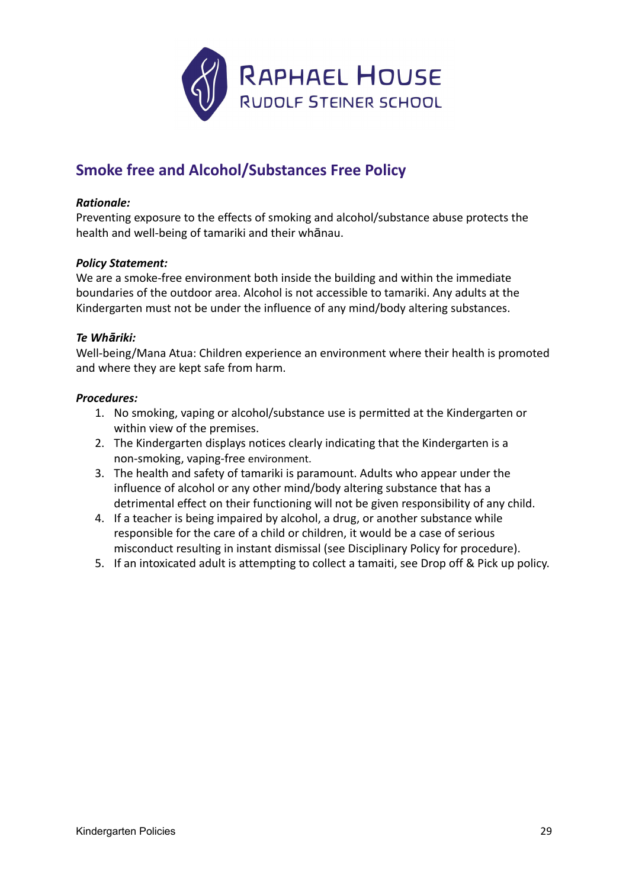RAPHAEL HOUSE
RUDOLF STEINER SCHOOL

## Smoke free and Alcohol/Substances Free Policy

***Rationale:***
Preventing exposure to the effects of smoking and alcohol/substance abuse protects the health and well-being of tamariki and their whānau.

***Policy Statement:***
We are a smoke-free environment both inside the building and within the immediate boundaries of the outdoor area. Alcohol is not accessible to tamariki. Any adults at the Kindergarten must not be under the influence of any mind/body altering substances.

***Te Whāriki:***
Well-being/Mana Atua: Children experience an environment where their health is promoted and where they are kept safe from harm.

***Procedures:***

1. No smoking, vaping or alcohol/substance use is permitted at the Kindergarten or within view of the premises.
2. The Kindergarten displays notices clearly indicating that the Kindergarten is a non-smoking, vaping-free environment.
3. The health and safety of tamariki is paramount. Adults who appear under the influence of alcohol or any other mind/body altering substance that has a detrimental effect on their functioning will not be given responsibility of any child.
4. If a teacher is being impaired by alcohol, a drug, or another substance while responsible for the care of a child or children, it would be a case of serious misconduct resulting in instant dismissal (see Disciplinary Policy for procedure).
5. If an intoxicated adult is attempting to collect a tamaiti, see Drop off & Pick up policy.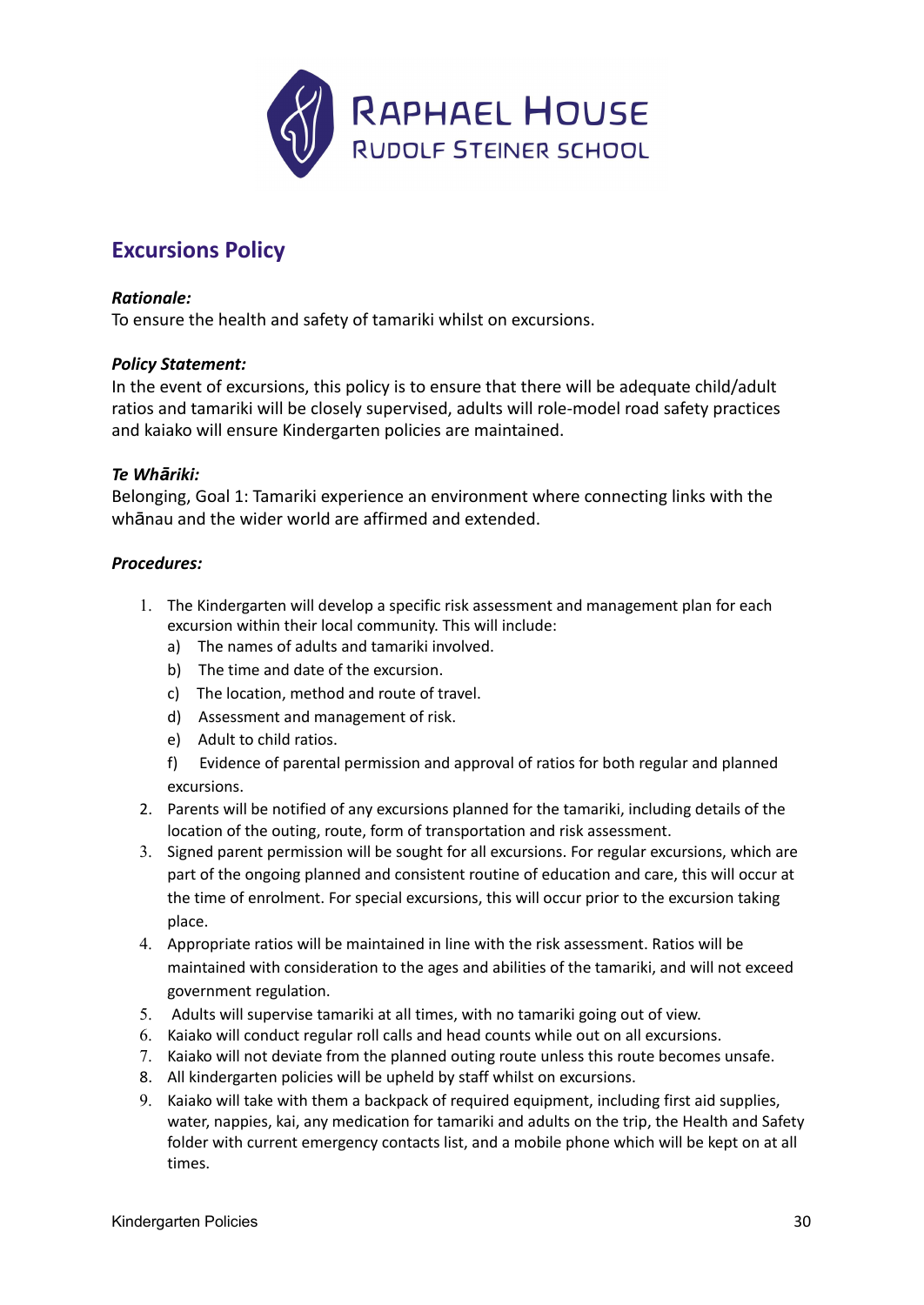# Excursions Policy

***Rationale:***
To ensure the health and safety of tamariki whilst on excursions.

***Policy Statement:***
In the event of excursions, this policy is to ensure that there will be adequate child/adult ratios and tamariki will be closely supervised, adults will role-model road safety practices and kaiako will ensure Kindergarten policies are maintained.

***Te Whāriki:***
Belonging, Goal 1: Tamariki experience an environment where connecting links with the whānau and the wider world are affirmed and extended.

***Procedures:***

1. The Kindergarten will develop a specific risk assessment and management plan for each excursion within their local community. This will include:
   a) The names of adults and tamariki involved.
   b) The time and date of the excursion.
   c) The location, method and route of travel.
   d) Assessment and management of risk.
   e) Adult to child ratios.
   f) Evidence of parental permission and approval of ratios for both regular and planned excursions.
2. Parents will be notified of any excursions planned for the tamariki, including details of the location of the outing, route, form of transportation and risk assessment.
3. Signed parent permission will be sought for all excursions. For regular excursions, which are part of the ongoing planned and consistent routine of education and care, this will occur at the time of enrolment. For special excursions, this will occur prior to the excursion taking place.
4. Appropriate ratios will be maintained in line with the risk assessment. Ratios will be maintained with consideration to the ages and abilities of the tamariki, and will not exceed government regulation.
5. Adults will supervise tamariki at all times, with no tamariki going out of view.
6. Kaiako will conduct regular roll calls and head counts while out on all excursions.
7. Kaiako will not deviate from the planned outing route unless this route becomes unsafe.
8. All kindergarten policies will be upheld by staff whilst on excursions.
9. Kaiako will take with them a backpack of required equipment, including first aid supplies, water, nappies, kai, any medication for tamariki and adults on the trip, the Health and Safety folder with current emergency contacts list, and a mobile phone which will be kept on at all times.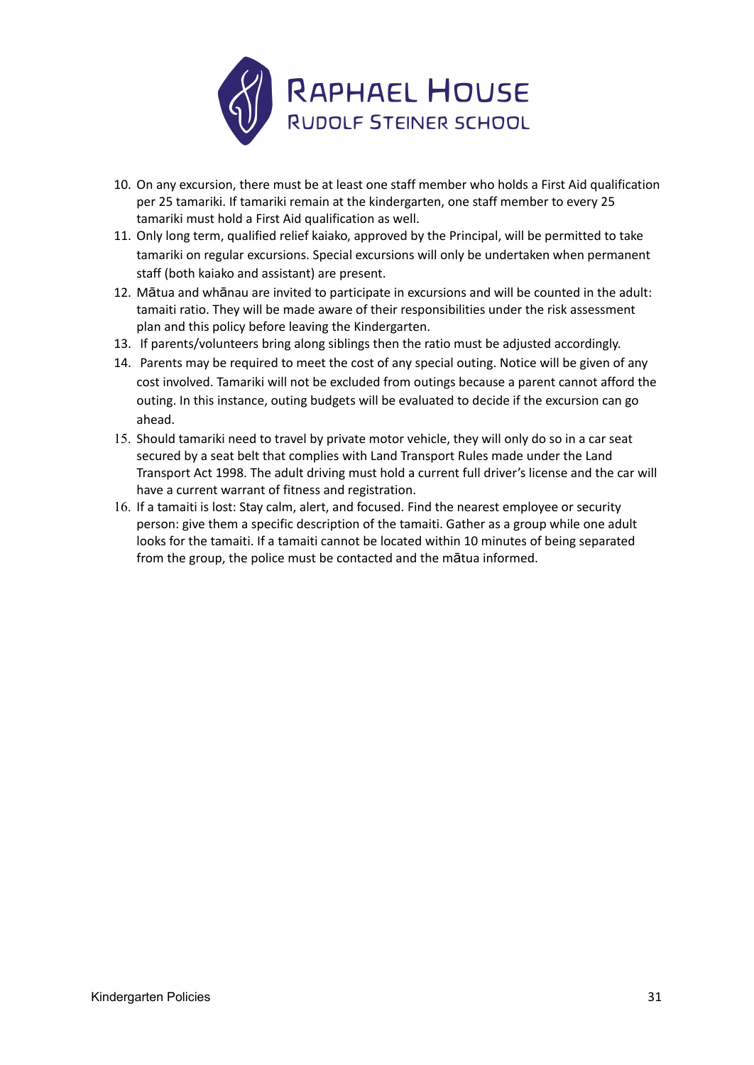10. On any excursion, there must be at least one staff member who holds a First Aid qualification per 25 tamariki. If tamariki remain at the kindergarten, one staff member to every 25 tamariki must hold a First Aid qualification as well.
11. Only long term, qualified relief kaiako, approved by the Principal, will be permitted to take tamariki on regular excursions. Special excursions will only be undertaken when permanent staff (both kaiako and assistant) are present.
12. Mātua and whānau are invited to participate in excursions and will be counted in the adult: tamaiti ratio. They will be made aware of their responsibilities under the risk assessment plan and this policy before leaving the Kindergarten.
13. If parents/volunteers bring along siblings then the ratio must be adjusted accordingly.
14. Parents may be required to meet the cost of any special outing. Notice will be given of any cost involved. Tamariki will not be excluded from outings because a parent cannot afford the outing. In this instance, outing budgets will be evaluated to decide if the excursion can go ahead.
15. Should tamariki need to travel by private motor vehicle, they will only do so in a car seat secured by a seat belt that complies with Land Transport Rules made under the Land Transport Act 1998. The adult driving must hold a current full driver's license and the car will have a current warrant of fitness and registration.
16. If a tamaiti is lost: Stay calm, alert, and focused. Find the nearest employee or security person: give them a specific description of the tamaiti. Gather as a group while one adult looks for the tamaiti. If a tamaiti cannot be located within 10 minutes of being separated from the group, the police must be contacted and the mātua informed.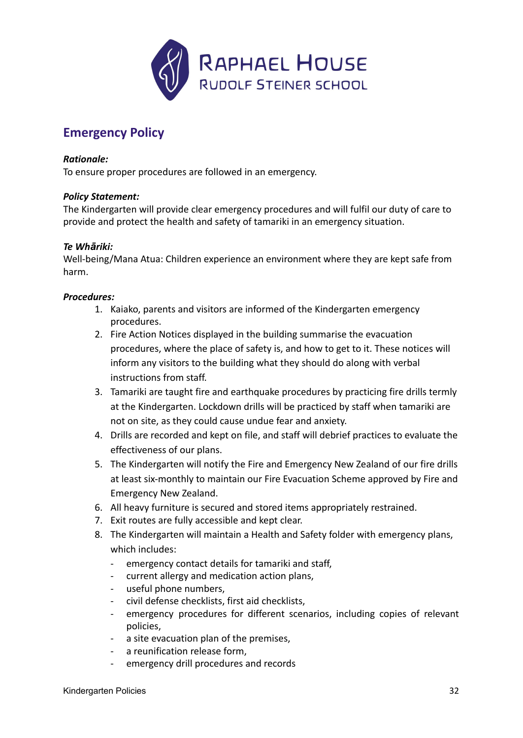RAPHAEL HOUSE
RUDOLF STEINER SCHOOL

## Emergency Policy

***Rationale:***
To ensure proper procedures are followed in an emergency.

***Policy Statement:***
The Kindergarten will provide clear emergency procedures and will fulfil our duty of care to provide and protect the health and safety of tamariki in an emergency situation.

***Te Whāriki:***
Well-being/Mana Atua: Children experience an environment where they are kept safe from harm.

***Procedures:***

1. Kaiako, parents and visitors are informed of the Kindergarten emergency procedures.
2. Fire Action Notices displayed in the building summarise the evacuation procedures, where the place of safety is, and how to get to it. These notices will inform any visitors to the building what they should do along with verbal instructions from staff.
3. Tamariki are taught fire and earthquake procedures by practicing fire drills termly at the Kindergarten. Lockdown drills will be practiced by staff when tamariki are not on site, as they could cause undue fear and anxiety.
4. Drills are recorded and kept on file, and staff will debrief practices to evaluate the effectiveness of our plans.
5. The Kindergarten will notify the Fire and Emergency New Zealand of our fire drills at least six-monthly to maintain our Fire Evacuation Scheme approved by Fire and Emergency New Zealand.
6. All heavy furniture is secured and stored items appropriately restrained.
7. Exit routes are fully accessible and kept clear.
8. The Kindergarten will maintain a Health and Safety folder with emergency plans, which includes:
   - emergency contact details for tamariki and staff,
   - current allergy and medication action plans,
   - useful phone numbers,
   - civil defense checklists, first aid checklists,
   - emergency procedures for different scenarios, including copies of relevant policies,
   - a site evacuation plan of the premises,
   - a reunification release form,
   - emergency drill procedures and records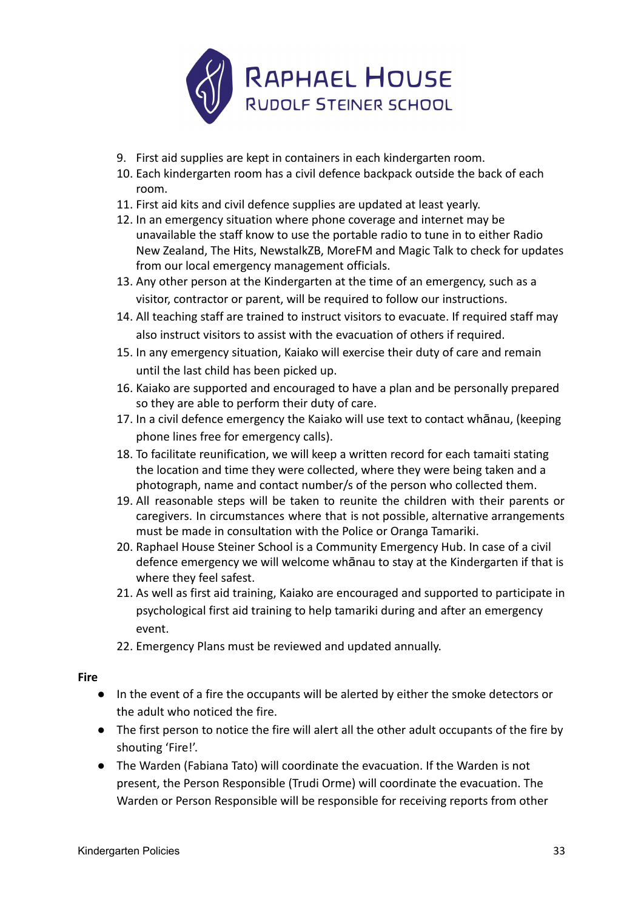9. First aid supplies are kept in containers in each kindergarten room.
10. Each kindergarten room has a civil defence backpack outside the back of each room.
11. First aid kits and civil defence supplies are updated at least yearly.
12. In an emergency situation where phone coverage and internet may be unavailable the staff know to use the portable radio to tune in to either Radio New Zealand, The Hits, NewstalkZB, MoreFM and Magic Talk to check for updates from our local emergency management officials.
13. Any other person at the Kindergarten at the time of an emergency, such as a visitor, contractor or parent, will be required to follow our instructions.
14. All teaching staff are trained to instruct visitors to evacuate. If required staff may also instruct visitors to assist with the evacuation of others if required.
15. In any emergency situation, Kaiako will exercise their duty of care and remain until the last child has been picked up.
16. Kaiako are supported and encouraged to have a plan and be personally prepared so they are able to perform their duty of care.
17. In a civil defence emergency the Kaiako will use text to contact whānau, (keeping phone lines free for emergency calls).
18. To facilitate reunification, we will keep a written record for each tamaiti stating the location and time they were collected, where they were being taken and a photograph, name and contact number/s of the person who collected them.
19. All reasonable steps will be taken to reunite the children with their parents or caregivers. In circumstances where that is not possible, alternative arrangements must be made in consultation with the Police or Oranga Tamariki.
20. Raphael House Steiner School is a Community Emergency Hub. In case of a civil defence emergency we will welcome whānau to stay at the Kindergarten if that is where they feel safest.
21. As well as first aid training, Kaiako are encouraged and supported to participate in psychological first aid training to help tamariki during and after an emergency event.
22. Emergency Plans must be reviewed and updated annually.

**Fire**

- In the event of a fire the occupants will be alerted by either the smoke detectors or the adult who noticed the fire.
- The first person to notice the fire will alert all the other adult occupants of the fire by shouting 'Fire!'.
- The Warden (Fabiana Tato) will coordinate the evacuation. If the Warden is not present, the Person Responsible (Trudi Orme) will coordinate the evacuation. The Warden or Person Responsible will be responsible for receiving reports from other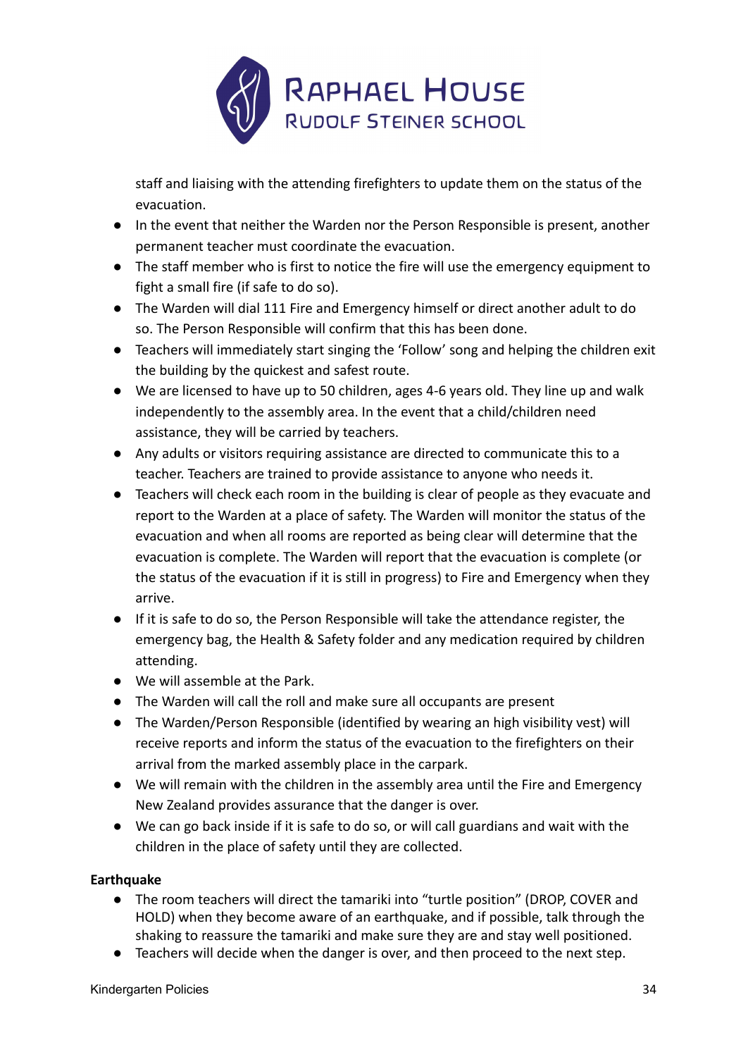staff and liaising with the attending firefighters to update them on the status of the evacuation.

- In the event that neither the Warden nor the Person Responsible is present, another permanent teacher must coordinate the evacuation.
- The staff member who is first to notice the fire will use the emergency equipment to fight a small fire (if safe to do so).
- The Warden will dial 111 Fire and Emergency himself or direct another adult to do so. The Person Responsible will confirm that this has been done.
- Teachers will immediately start singing the 'Follow' song and helping the children exit the building by the quickest and safest route.
- We are licensed to have up to 50 children, ages 4-6 years old. They line up and walk independently to the assembly area. In the event that a child/children need assistance, they will be carried by teachers.
- Any adults or visitors requiring assistance are directed to communicate this to a teacher. Teachers are trained to provide assistance to anyone who needs it.
- Teachers will check each room in the building is clear of people as they evacuate and report to the Warden at a place of safety. The Warden will monitor the status of the evacuation and when all rooms are reported as being clear will determine that the evacuation is complete. The Warden will report that the evacuation is complete (or the status of the evacuation if it is still in progress) to Fire and Emergency when they arrive.
- If it is safe to do so, the Person Responsible will take the attendance register, the emergency bag, the Health & Safety folder and any medication required by children attending.
- We will assemble at the Park.
- The Warden will call the roll and make sure all occupants are present
- The Warden/Person Responsible (identified by wearing an high visibility vest) will receive reports and inform the status of the evacuation to the firefighters on their arrival from the marked assembly place in the carpark.
- We will remain with the children in the assembly area until the Fire and Emergency New Zealand provides assurance that the danger is over.
- We can go back inside if it is safe to do so, or will call guardians and wait with the children in the place of safety until they are collected.

**Earthquake**

- The room teachers will direct the tamariki into "turtle position" (DROP, COVER and HOLD) when they become aware of an earthquake, and if possible, talk through the shaking to reassure the tamariki and make sure they are and stay well positioned.
- Teachers will decide when the danger is over, and then proceed to the next step.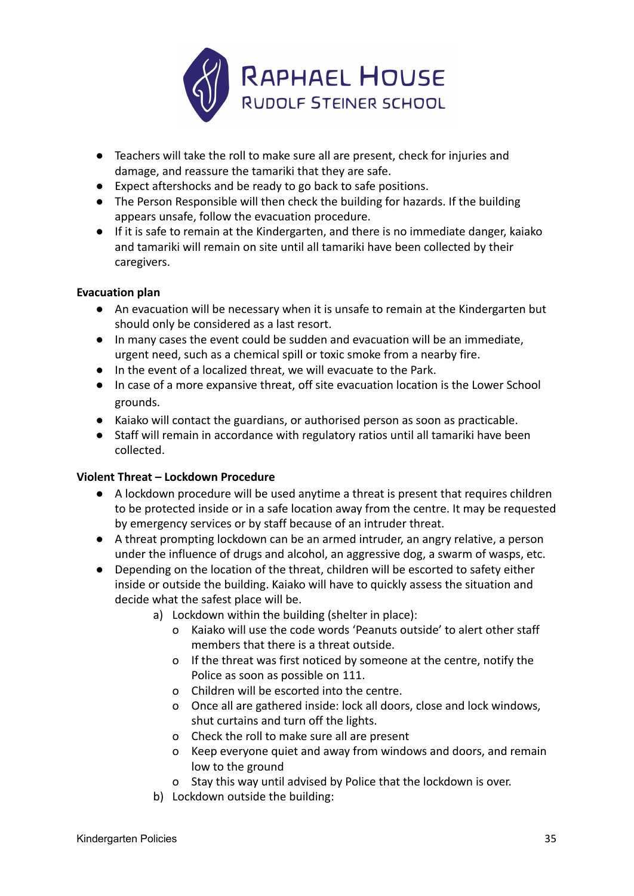- Teachers will take the roll to make sure all are present, check for injuries and damage, and reassure the tamariki that they are safe.
- Expect aftershocks and be ready to go back to safe positions.
- The Person Responsible will then check the building for hazards. If the building appears unsafe, follow the evacuation procedure.
- If it is safe to remain at the Kindergarten, and there is no immediate danger, kaiako and tamariki will remain on site until all tamariki have been collected by their caregivers.

**Evacuation plan**

- An evacuation will be necessary when it is unsafe to remain at the Kindergarten but should only be considered as a last resort.
- In many cases the event could be sudden and evacuation will be an immediate, urgent need, such as a chemical spill or toxic smoke from a nearby fire.
- In the event of a localized threat, we will evacuate to the Park.
- In case of a more expansive threat, off site evacuation location is the Lower School grounds.
- Kaiako will contact the guardians, or authorised person as soon as practicable.
- Staff will remain in accordance with regulatory ratios until all tamariki have been collected.

**Violent Threat – Lockdown Procedure**

- A lockdown procedure will be used anytime a threat is present that requires children to be protected inside or in a safe location away from the centre. It may be requested by emergency services or by staff because of an intruder threat.
- A threat prompting lockdown can be an armed intruder, an angry relative, a person under the influence of drugs and alcohol, an aggressive dog, a swarm of wasps, etc.
- Depending on the location of the threat, children will be escorted to safety either inside or outside the building. Kaiako will have to quickly assess the situation and decide what the safest place will be.
    a) Lockdown within the building (shelter in place):
        - Kaiako will use the code words 'Peanuts outside' to alert other staff members that there is a threat outside.
        - If the threat was first noticed by someone at the centre, notify the Police as soon as possible on 111.
        - Children will be escorted into the centre.
        - Once all are gathered inside: lock all doors, close and lock windows, shut curtains and turn off the lights.
        - Check the roll to make sure all are present
        - Keep everyone quiet and away from windows and doors, and remain low to the ground
        - Stay this way until advised by Police that the lockdown is over.
    b) Lockdown outside the building: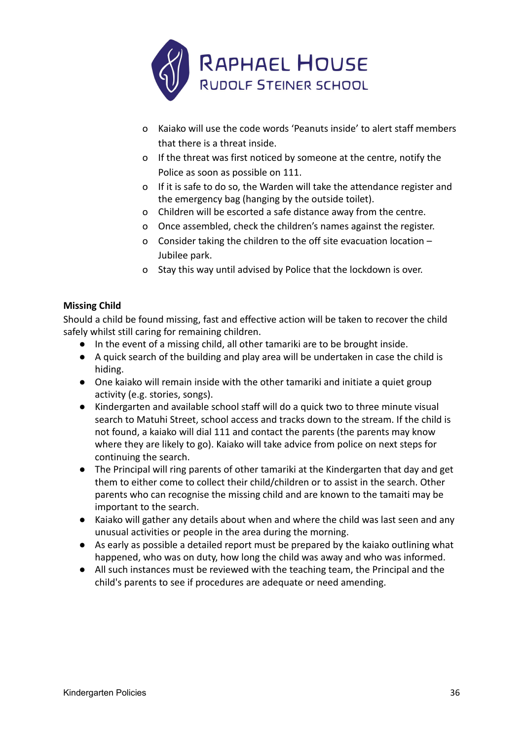- Kaiako will use the code words 'Peanuts inside' to alert staff members that there is a threat inside.
- If the threat was first noticed by someone at the centre, notify the Police as soon as possible on 111.
- If it is safe to do so, the Warden will take the attendance register and the emergency bag (hanging by the outside toilet).
- Children will be escorted a safe distance away from the centre.
- Once assembled, check the children's names against the register.
- Consider taking the children to the off site evacuation location – Jubilee park.
- Stay this way until advised by Police that the lockdown is over.

**Missing Child**

Should a child be found missing, fast and effective action will be taken to recover the child safely whilst still caring for remaining children.

- In the event of a missing child, all other tamariki are to be brought inside.
- A quick search of the building and play area will be undertaken in case the child is hiding.
- One kaiako will remain inside with the other tamariki and initiate a quiet group activity (e.g. stories, songs).
- Kindergarten and available school staff will do a quick two to three minute visual search to Matuhi Street, school access and tracks down to the stream. If the child is not found, a kaiako will dial 111 and contact the parents (the parents may know where they are likely to go). Kaiako will take advice from police on next steps for continuing the search.
- The Principal will ring parents of other tamariki at the Kindergarten that day and get them to either come to collect their child/children or to assist in the search. Other parents who can recognise the missing child and are known to the tamaiti may be important to the search.
- Kaiako will gather any details about when and where the child was last seen and any unusual activities or people in the area during the morning.
- As early as possible a detailed report must be prepared by the kaiako outlining what happened, who was on duty, how long the child was away and who was informed.
- All such instances must be reviewed with the teaching team, the Principal and the child's parents to see if procedures are adequate or need amending.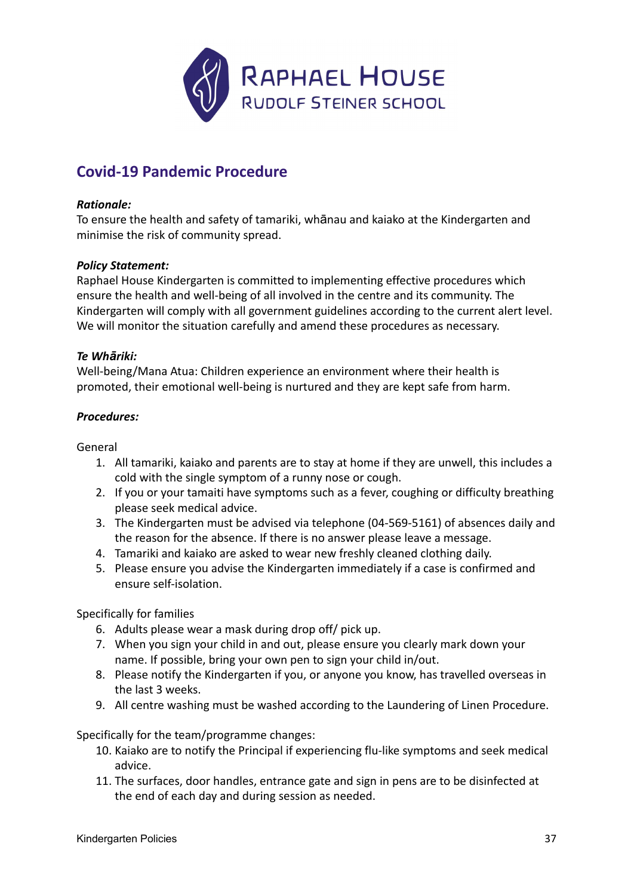RAPHAEL HOUSE
RUDOLF STEINER SCHOOL

## Covid-19 Pandemic Procedure

***Rationale:***
To ensure the health and safety of tamariki, whānau and kaiako at the Kindergarten and minimise the risk of community spread.

***Policy Statement:***
Raphael House Kindergarten is committed to implementing effective procedures which ensure the health and well-being of all involved in the centre and its community. The Kindergarten will comply with all government guidelines according to the current alert level. We will monitor the situation carefully and amend these procedures as necessary.

***Te Whāriki:***
Well-being/Mana Atua: Children experience an environment where their health is promoted, their emotional well-being is nurtured and they are kept safe from harm.

***Procedures:***

General

1. All tamariki, kaiako and parents are to stay at home if they are unwell, this includes a cold with the single symptom of a runny nose or cough.
2. If you or your tamaiti have symptoms such as a fever, coughing or difficulty breathing please seek medical advice.
3. The Kindergarten must be advised via telephone (04-569-5161) of absences daily and the reason for the absence. If there is no answer please leave a message.
4. Tamariki and kaiako are asked to wear new freshly cleaned clothing daily.
5. Please ensure you advise the Kindergarten immediately if a case is confirmed and ensure self-isolation.

Specifically for families

6. Adults please wear a mask during drop off/ pick up.
7. When you sign your child in and out, please ensure you clearly mark down your name. If possible, bring your own pen to sign your child in/out.
8. Please notify the Kindergarten if you, or anyone you know, has travelled overseas in the last 3 weeks.
9. All centre washing must be washed according to the Laundering of Linen Procedure.

Specifically for the team/programme changes:

10. Kaiako are to notify the Principal if experiencing flu-like symptoms and seek medical advice.
11. The surfaces, door handles, entrance gate and sign in pens are to be disinfected at the end of each day and during session as needed.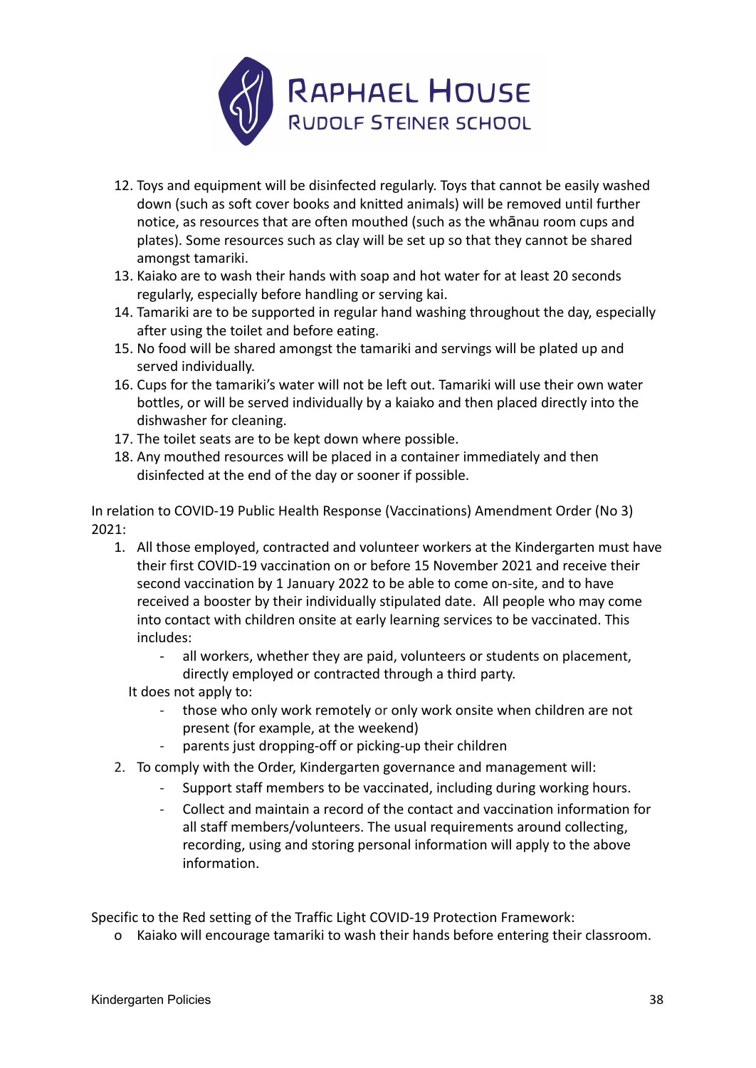12. Toys and equipment will be disinfected regularly. Toys that cannot be easily washed down (such as soft cover books and knitted animals) will be removed until further notice, as resources that are often mouthed (such as the whānau room cups and plates). Some resources such as clay will be set up so that they cannot be shared amongst tamariki.
13. Kaiako are to wash their hands with soap and hot water for at least 20 seconds regularly, especially before handling or serving kai.
14. Tamariki are to be supported in regular hand washing throughout the day, especially after using the toilet and before eating.
15. No food will be shared amongst the tamariki and servings will be plated up and served individually.
16. Cups for the tamariki's water will not be left out. Tamariki will use their own water bottles, or will be served individually by a kaiako and then placed directly into the dishwasher for cleaning.
17. The toilet seats are to be kept down where possible.
18. Any mouthed resources will be placed in a container immediately and then disinfected at the end of the day or sooner if possible.

In relation to COVID-19 Public Health Response (Vaccinations) Amendment Order (No 3) 2021:

1. All those employed, contracted and volunteer workers at the Kindergarten must have their first COVID-19 vaccination on or before 15 November 2021 and receive their second vaccination by 1 January 2022 to be able to come on-site, and to have received a booster by their individually stipulated date. All people who may come into contact with children onsite at early learning services to be vaccinated. This includes:
   - all workers, whether they are paid, volunteers or students on placement, directly employed or contracted through a third party.

   It does not apply to:
   - those who only work remotely or only work onsite when children are not present (for example, at the weekend)
   - parents just dropping-off or picking-up their children
2. To comply with the Order, Kindergarten governance and management will:
   - Support staff members to be vaccinated, including during working hours.
   - Collect and maintain a record of the contact and vaccination information for all staff members/volunteers. The usual requirements around collecting, recording, using and storing personal information will apply to the above information.

Specific to the Red setting of the Traffic Light COVID-19 Protection Framework:

- Kaiako will encourage tamariki to wash their hands before entering their classroom.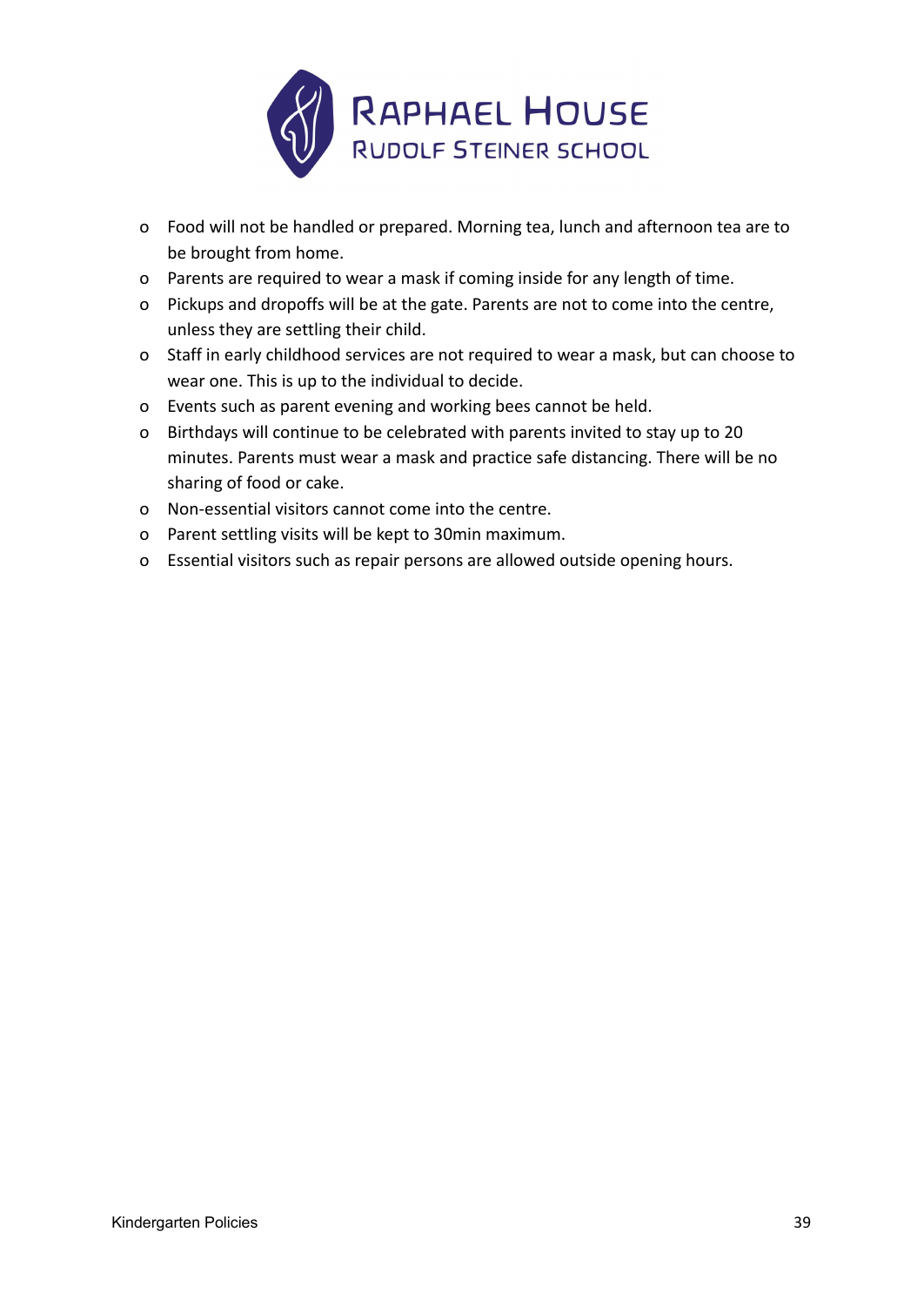- Food will not be handled or prepared. Morning tea, lunch and afternoon tea are to be brought from home.
- Parents are required to wear a mask if coming inside for any length of time.
- Pickups and dropoffs will be at the gate. Parents are not to come into the centre, unless they are settling their child.
- Staff in early childhood services are not required to wear a mask, but can choose to wear one. This is up to the individual to decide.
- Events such as parent evening and working bees cannot be held.
- Birthdays will continue to be celebrated with parents invited to stay up to 20 minutes. Parents must wear a mask and practice safe distancing. There will be no sharing of food or cake.
- Non-essential visitors cannot come into the centre.
- Parent settling visits will be kept to 30min maximum.
- Essential visitors such as repair persons are allowed outside opening hours.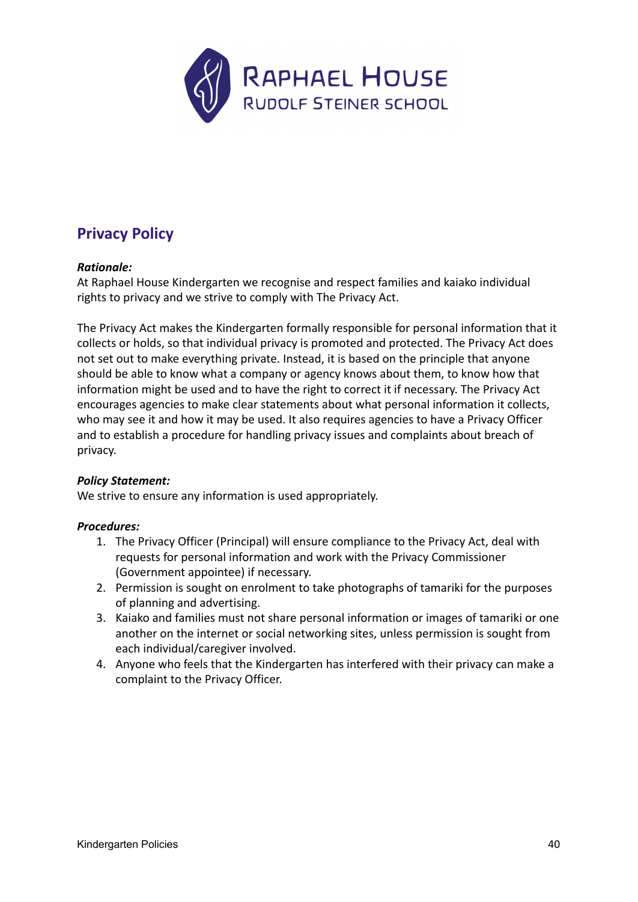RAPHAEL HOUSE
RUDOLF STEINER SCHOOL

## Privacy Policy

***Rationale:***
At Raphael House Kindergarten we recognise and respect families and kaiako individual rights to privacy and we strive to comply with The Privacy Act.

The Privacy Act makes the Kindergarten formally responsible for personal information that it collects or holds, so that individual privacy is promoted and protected. The Privacy Act does not set out to make everything private. Instead, it is based on the principle that anyone should be able to know what a company or agency knows about them, to know how that information might be used and to have the right to correct it if necessary. The Privacy Act encourages agencies to make clear statements about what personal information it collects, who may see it and how it may be used. It also requires agencies to have a Privacy Officer and to establish a procedure for handling privacy issues and complaints about breach of privacy.

***Policy Statement:***
We strive to ensure any information is used appropriately.

***Procedures:***

1. The Privacy Officer (Principal) will ensure compliance to the Privacy Act, deal with requests for personal information and work with the Privacy Commissioner (Government appointee) if necessary.
2. Permission is sought on enrolment to take photographs of tamariki for the purposes of planning and advertising.
3. Kaiako and families must not share personal information or images of tamariki or one another on the internet or social networking sites, unless permission is sought from each individual/caregiver involved.
4. Anyone who feels that the Kindergarten has interfered with their privacy can make a complaint to the Privacy Officer.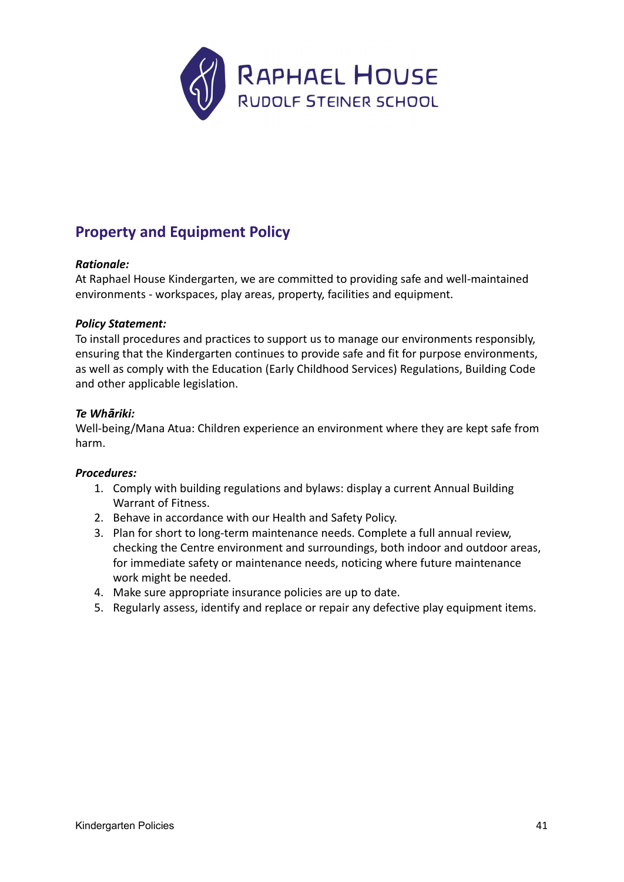Raphael House
Rudolf Steiner School

## Property and Equipment Policy

***Rationale:***
At Raphael House Kindergarten, we are committed to providing safe and well-maintained environments - workspaces, play areas, property, facilities and equipment.

***Policy Statement:***
To install procedures and practices to support us to manage our environments responsibly, ensuring that the Kindergarten continues to provide safe and fit for purpose environments, as well as comply with the Education (Early Childhood Services) Regulations, Building Code and other applicable legislation.

***Te Whāriki:***
Well-being/Mana Atua: Children experience an environment where they are kept safe from harm.

***Procedures:***

1. Comply with building regulations and bylaws: display a current Annual Building Warrant of Fitness.
2. Behave in accordance with our Health and Safety Policy.
3. Plan for short to long-term maintenance needs. Complete a full annual review, checking the Centre environment and surroundings, both indoor and outdoor areas, for immediate safety or maintenance needs, noticing where future maintenance work might be needed.
4. Make sure appropriate insurance policies are up to date.
5. Regularly assess, identify and replace or repair any defective play equipment items.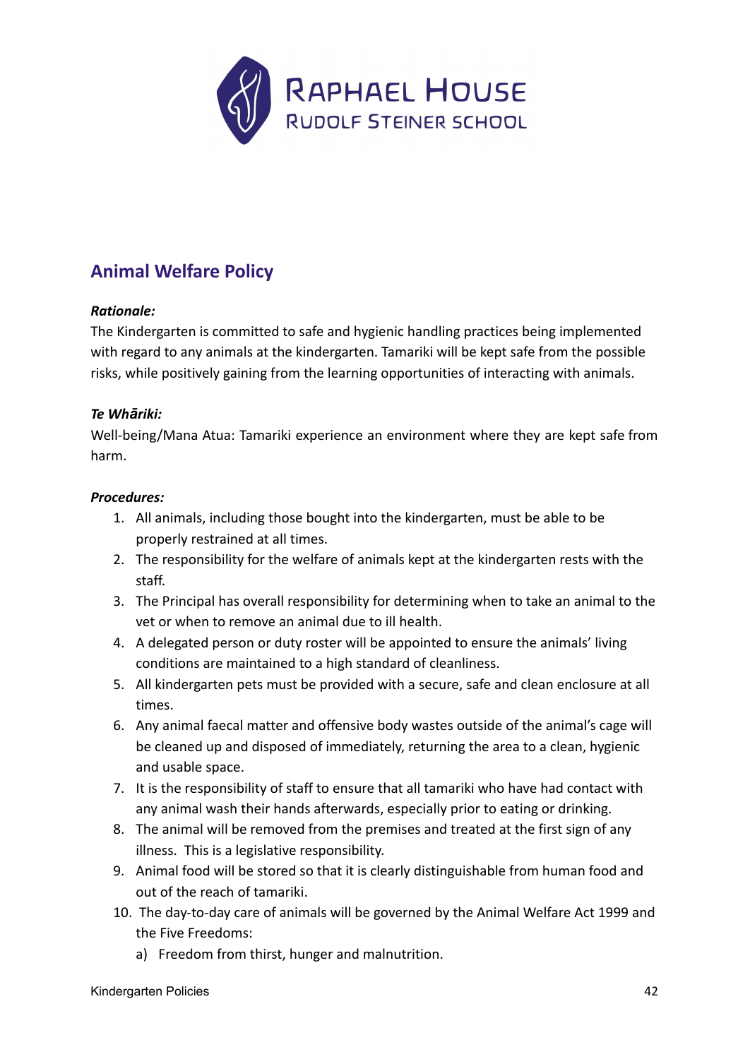# Animal Welfare Policy

***Rationale:***

The Kindergarten is committed to safe and hygienic handling practices being implemented with regard to any animals at the kindergarten. Tamariki will be kept safe from the possible risks, while positively gaining from the learning opportunities of interacting with animals.

***Te Whāriki:***

Well-being/Mana Atua: Tamariki experience an environment where they are kept safe from harm.

***Procedures:***

1. All animals, including those bought into the kindergarten, must be able to be properly restrained at all times.
2. The responsibility for the welfare of animals kept at the kindergarten rests with the staff.
3. The Principal has overall responsibility for determining when to take an animal to the vet or when to remove an animal due to ill health.
4. A delegated person or duty roster will be appointed to ensure the animals' living conditions are maintained to a high standard of cleanliness.
5. All kindergarten pets must be provided with a secure, safe and clean enclosure at all times.
6. Any animal faecal matter and offensive body wastes outside of the animal's cage will be cleaned up and disposed of immediately, returning the area to a clean, hygienic and usable space.
7. It is the responsibility of staff to ensure that all tamariki who have had contact with any animal wash their hands afterwards, especially prior to eating or drinking.
8. The animal will be removed from the premises and treated at the first sign of any illness. This is a legislative responsibility.
9. Animal food will be stored so that it is clearly distinguishable from human food and out of the reach of tamariki.
10. The day-to-day care of animals will be governed by the Animal Welfare Act 1999 and the Five Freedoms:
    a) Freedom from thirst, hunger and malnutrition.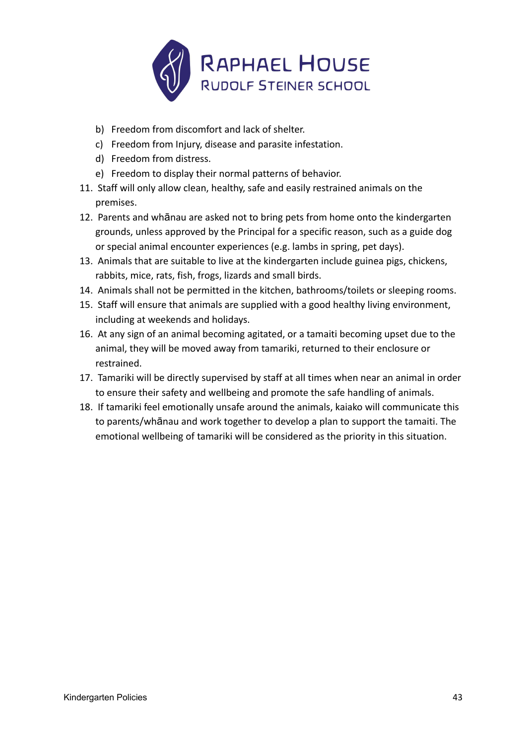b) Freedom from discomfort and lack of shelter.
c) Freedom from Injury, disease and parasite infestation.
d) Freedom from distress.
e) Freedom to display their normal patterns of behavior.

11. Staff will only allow clean, healthy, safe and easily restrained animals on the premises.
12. Parents and whānau are asked not to bring pets from home onto the kindergarten grounds, unless approved by the Principal for a specific reason, such as a guide dog or special animal encounter experiences (e.g. lambs in spring, pet days).
13. Animals that are suitable to live at the kindergarten include guinea pigs, chickens, rabbits, mice, rats, fish, frogs, lizards and small birds.
14. Animals shall not be permitted in the kitchen, bathrooms/toilets or sleeping rooms.
15. Staff will ensure that animals are supplied with a good healthy living environment, including at weekends and holidays.
16. At any sign of an animal becoming agitated, or a tamaiti becoming upset due to the animal, they will be moved away from tamariki, returned to their enclosure or restrained.
17. Tamariki will be directly supervised by staff at all times when near an animal in order to ensure their safety and wellbeing and promote the safe handling of animals.
18. If tamariki feel emotionally unsafe around the animals, kaiako will communicate this to parents/whānau and work together to develop a plan to support the tamaiti. The emotional wellbeing of tamariki will be considered as the priority in this situation.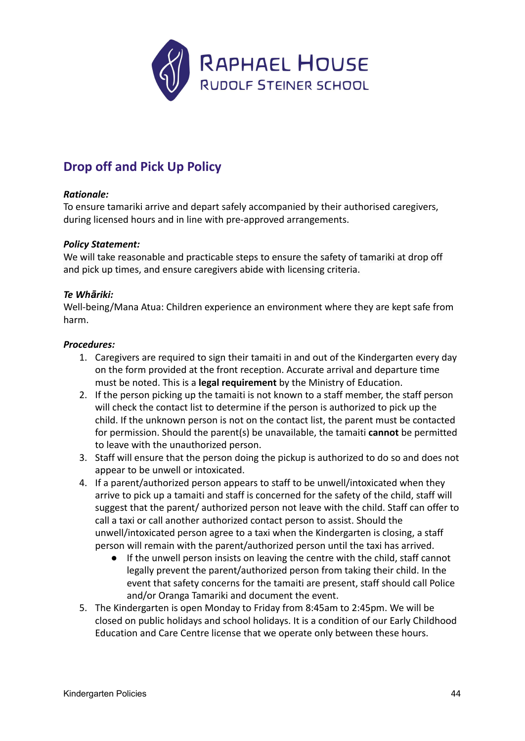Raphael House Rudolf Steiner School

## Drop off and Pick Up Policy

***Rationale:***
To ensure tamariki arrive and depart safely accompanied by their authorised caregivers, during licensed hours and in line with pre-approved arrangements.

***Policy Statement:***
We will take reasonable and practicable steps to ensure the safety of tamariki at drop off and pick up times, and ensure caregivers abide with licensing criteria.

***Te Whāriki:***
Well-being/Mana Atua: Children experience an environment where they are kept safe from harm.

***Procedures:***

1. Caregivers are required to sign their tamaiti in and out of the Kindergarten every day on the form provided at the front reception. Accurate arrival and departure time must be noted. This is a **legal requirement** by the Ministry of Education.
2. If the person picking up the tamaiti is not known to a staff member, the staff person will check the contact list to determine if the person is authorized to pick up the child. If the unknown person is not on the contact list, the parent must be contacted for permission. Should the parent(s) be unavailable, the tamaiti **cannot** be permitted to leave with the unauthorized person.
3. Staff will ensure that the person doing the pickup is authorized to do so and does not appear to be unwell or intoxicated.
4. If a parent/authorized person appears to staff to be unwell/intoxicated when they arrive to pick up a tamaiti and staff is concerned for the safety of the child, staff will suggest that the parent/ authorized person not leave with the child. Staff can offer to call a taxi or call another authorized contact person to assist. Should the unwell/intoxicated person agree to a taxi when the Kindergarten is closing, a staff person will remain with the parent/authorized person until the taxi has arrived.
   - If the unwell person insists on leaving the centre with the child, staff cannot legally prevent the parent/authorized person from taking their child. In the event that safety concerns for the tamaiti are present, staff should call Police and/or Oranga Tamariki and document the event.
5. The Kindergarten is open Monday to Friday from 8:45am to 2:45pm. We will be closed on public holidays and school holidays. It is a condition of our Early Childhood Education and Care Centre license that we operate only between these hours.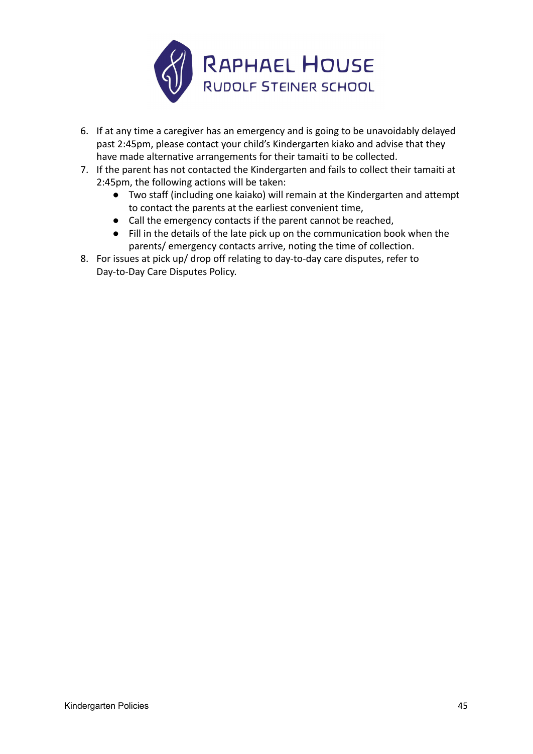6. If at any time a caregiver has an emergency and is going to be unavoidably delayed past 2:45pm, please contact your child's Kindergarten kiako and advise that they have made alternative arrangements for their tamaiti to be collected.
7. If the parent has not contacted the Kindergarten and fails to collect their tamaiti at 2:45pm, the following actions will be taken:
    - Two staff (including one kaiako) will remain at the Kindergarten and attempt to contact the parents at the earliest convenient time,
    - Call the emergency contacts if the parent cannot be reached,
    - Fill in the details of the late pick up on the communication book when the parents/ emergency contacts arrive, noting the time of collection.
8. For issues at pick up/ drop off relating to day-to-day care disputes, refer to Day-to-Day Care Disputes Policy.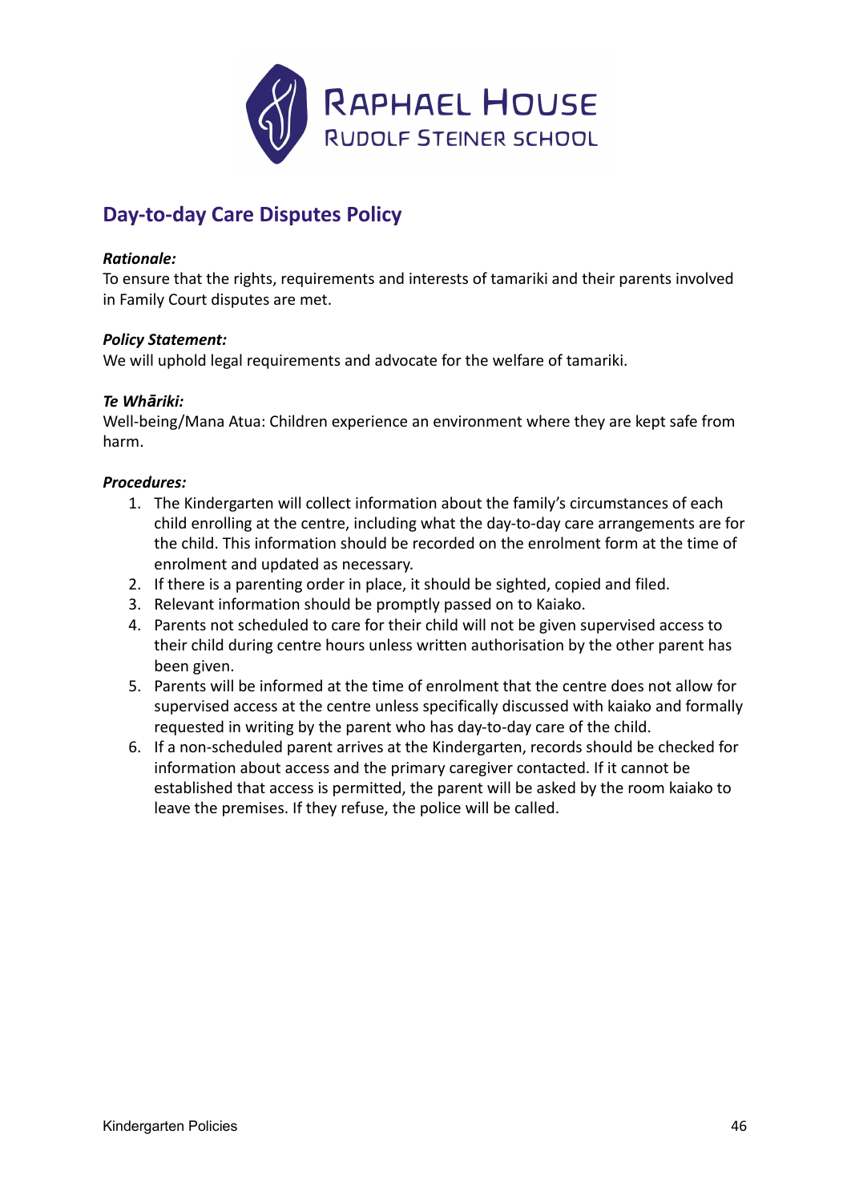## Day-to-day Care Disputes Policy

***Rationale:***
To ensure that the rights, requirements and interests of tamariki and their parents involved in Family Court disputes are met.

***Policy Statement:***
We will uphold legal requirements and advocate for the welfare of tamariki.

***Te Whāriki:***
Well-being/Mana Atua: Children experience an environment where they are kept safe from harm.

***Procedures:***

1. The Kindergarten will collect information about the family's circumstances of each child enrolling at the centre, including what the day-to-day care arrangements are for the child. This information should be recorded on the enrolment form at the time of enrolment and updated as necessary.
2. If there is a parenting order in place, it should be sighted, copied and filed.
3. Relevant information should be promptly passed on to Kaiako.
4. Parents not scheduled to care for their child will not be given supervised access to their child during centre hours unless written authorisation by the other parent has been given.
5. Parents will be informed at the time of enrolment that the centre does not allow for supervised access at the centre unless specifically discussed with kaiako and formally requested in writing by the parent who has day-to-day care of the child.
6. If a non-scheduled parent arrives at the Kindergarten, records should be checked for information about access and the primary caregiver contacted. If it cannot be established that access is permitted, the parent will be asked by the room kaiako to leave the premises. If they refuse, the police will be called.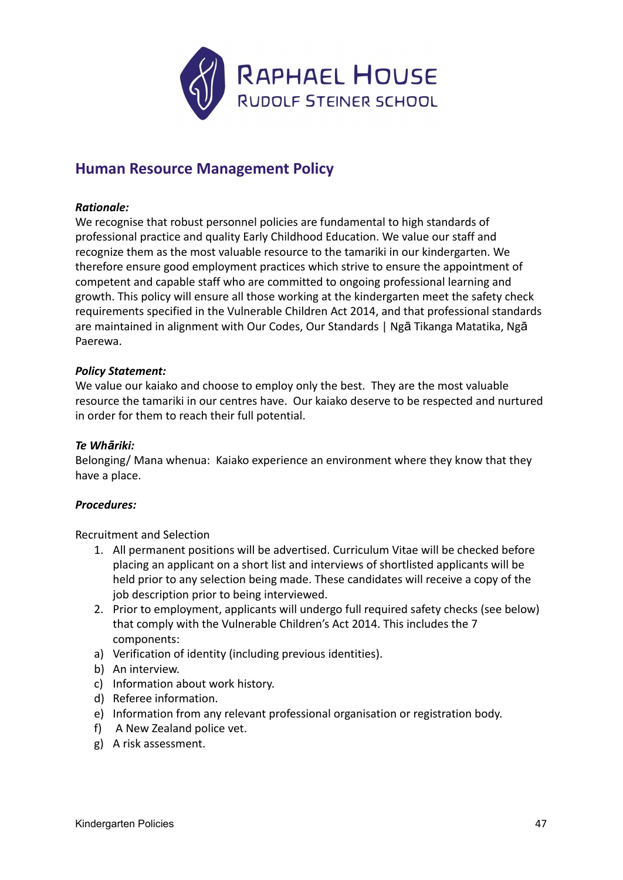RAPHAEL HOUSE
RUDOLF STEINER SCHOOL

## Human Resource Management Policy

***Rationale:***
We recognise that robust personnel policies are fundamental to high standards of professional practice and quality Early Childhood Education. We value our staff and recognize them as the most valuable resource to the tamariki in our kindergarten. We therefore ensure good employment practices which strive to ensure the appointment of competent and capable staff who are committed to ongoing professional learning and growth. This policy will ensure all those working at the kindergarten meet the safety check requirements specified in the Vulnerable Children Act 2014, and that professional standards are maintained in alignment with Our Codes, Our Standards | Ngā Tikanga Matatika, Ngā Paerewa.

***Policy Statement:***
We value our kaiako and choose to employ only the best. They are the most valuable resource the tamariki in our centres have. Our kaiako deserve to be respected and nurtured in order for them to reach their full potential.

***Te Whāriki:***
Belonging/ Mana whenua: Kaiako experience an environment where they know that they have a place.

***Procedures:***

Recruitment and Selection

1. All permanent positions will be advertised. Curriculum Vitae will be checked before placing an applicant on a short list and interviews of shortlisted applicants will be held prior to any selection being made. These candidates will receive a copy of the job description prior to being interviewed.
2. Prior to employment, applicants will undergo full required safety checks (see below) that comply with the Vulnerable Children's Act 2014. This includes the 7 components:

a) Verification of identity (including previous identities).
b) An interview.
c) Information about work history.
d) Referee information.
e) Information from any relevant professional organisation or registration body.
f) A New Zealand police vet.
g) A risk assessment.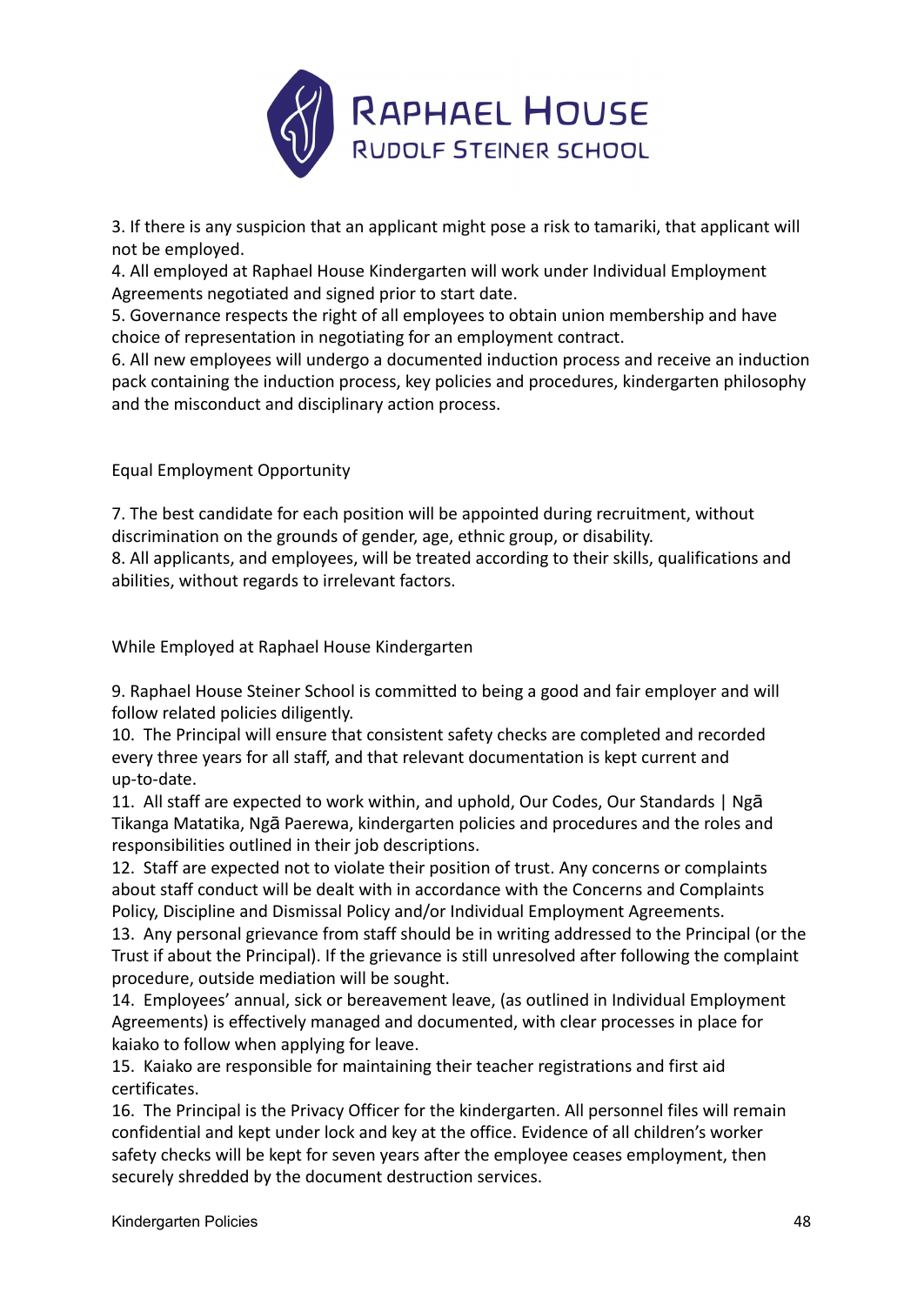3. If there is any suspicion that an applicant might pose a risk to tamariki, that applicant will not be employed.
4. All employed at Raphael House Kindergarten will work under Individual Employment Agreements negotiated and signed prior to start date.
5. Governance respects the right of all employees to obtain union membership and have choice of representation in negotiating for an employment contract.
6. All new employees will undergo a documented induction process and receive an induction pack containing the induction process, key policies and procedures, kindergarten philosophy and the misconduct and disciplinary action process.

Equal Employment Opportunity

7. The best candidate for each position will be appointed during recruitment, without discrimination on the grounds of gender, age, ethnic group, or disability.
8. All applicants, and employees, will be treated according to their skills, qualifications and abilities, without regards to irrelevant factors.

While Employed at Raphael House Kindergarten

9. Raphael House Steiner School is committed to being a good and fair employer and will follow related policies diligently.
10. The Principal will ensure that consistent safety checks are completed and recorded every three years for all staff, and that relevant documentation is kept current and up-to-date.
11. All staff are expected to work within, and uphold, Our Codes, Our Standards | Ngā Tikanga Matatika, Ngā Paerewa, kindergarten policies and procedures and the roles and responsibilities outlined in their job descriptions.
12. Staff are expected not to violate their position of trust. Any concerns or complaints about staff conduct will be dealt with in accordance with the Concerns and Complaints Policy, Discipline and Dismissal Policy and/or Individual Employment Agreements.
13. Any personal grievance from staff should be in writing addressed to the Principal (or the Trust if about the Principal). If the grievance is still unresolved after following the complaint procedure, outside mediation will be sought.
14. Employees' annual, sick or bereavement leave, (as outlined in Individual Employment Agreements) is effectively managed and documented, with clear processes in place for kaiako to follow when applying for leave.
15. Kaiako are responsible for maintaining their teacher registrations and first aid certificates.
16. The Principal is the Privacy Officer for the kindergarten. All personnel files will remain confidential and kept under lock and key at the office. Evidence of all children's worker safety checks will be kept for seven years after the employee ceases employment, then securely shredded by the document destruction services.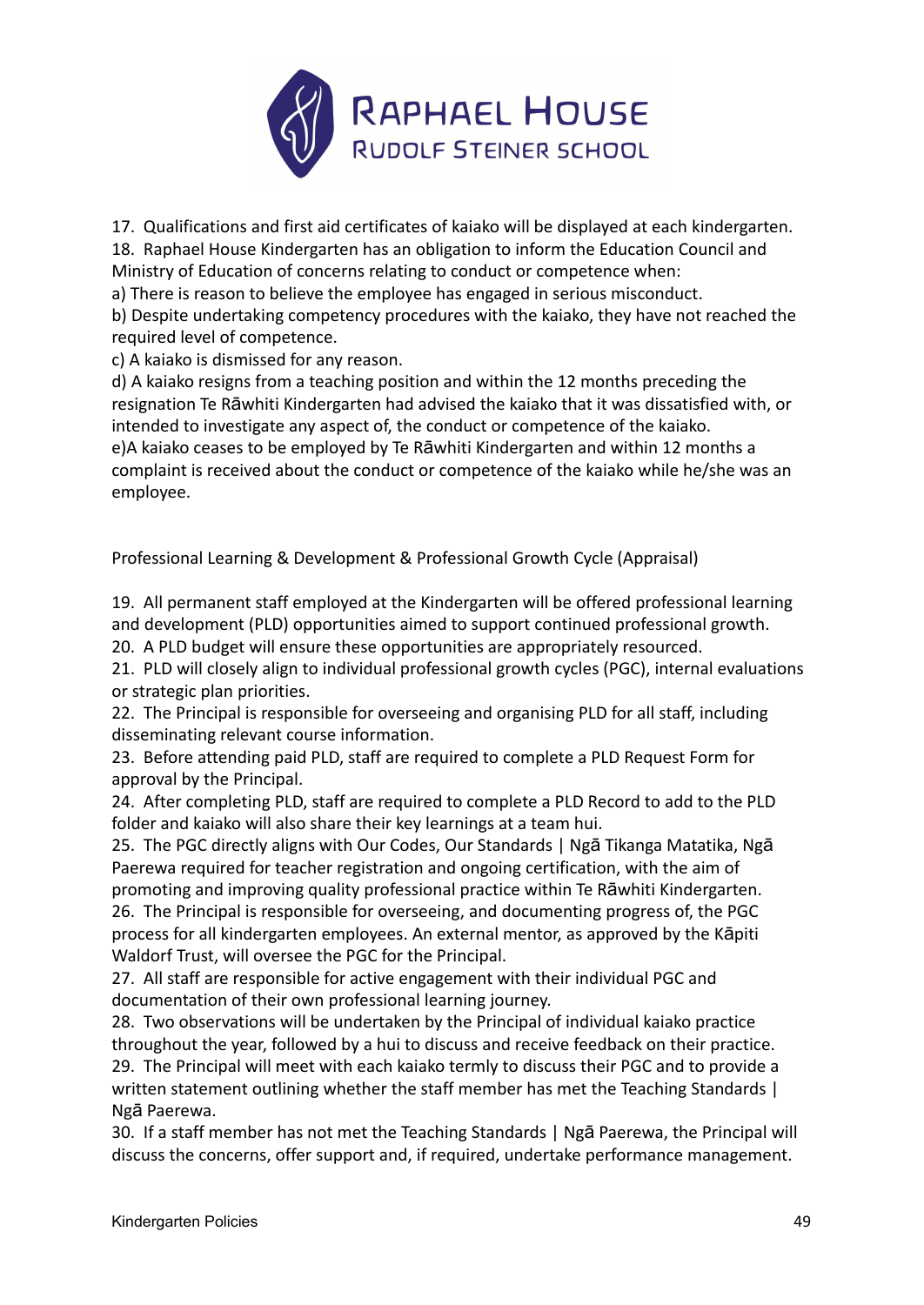17. Qualifications and first aid certificates of kaiako will be displayed at each kindergarten.
18. Raphael House Kindergarten has an obligation to inform the Education Council and Ministry of Education of concerns relating to conduct or competence when:
a) There is reason to believe the employee has engaged in serious misconduct.
b) Despite undertaking competency procedures with the kaiako, they have not reached the required level of competence.
c) A kaiako is dismissed for any reason.
d) A kaiako resigns from a teaching position and within the 12 months preceding the resignation Te Rāwhiti Kindergarten had advised the kaiako that it was dissatisfied with, or intended to investigate any aspect of, the conduct or competence of the kaiako.
e)A kaiako ceases to be employed by Te Rāwhiti Kindergarten and within 12 months a complaint is received about the conduct or competence of the kaiako while he/she was an employee.

Professional Learning & Development & Professional Growth Cycle (Appraisal)

19. All permanent staff employed at the Kindergarten will be offered professional learning and development (PLD) opportunities aimed to support continued professional growth.
20. A PLD budget will ensure these opportunities are appropriately resourced.
21. PLD will closely align to individual professional growth cycles (PGC), internal evaluations or strategic plan priorities.
22. The Principal is responsible for overseeing and organising PLD for all staff, including disseminating relevant course information.
23. Before attending paid PLD, staff are required to complete a PLD Request Form for approval by the Principal.
24. After completing PLD, staff are required to complete a PLD Record to add to the PLD folder and kaiako will also share their key learnings at a team hui.
25. The PGC directly aligns with Our Codes, Our Standards | Ngā Tikanga Matatika, Ngā Paerewa required for teacher registration and ongoing certification, with the aim of promoting and improving quality professional practice within Te Rāwhiti Kindergarten.
26. The Principal is responsible for overseeing, and documenting progress of, the PGC process for all kindergarten employees. An external mentor, as approved by the Kāpiti Waldorf Trust, will oversee the PGC for the Principal.
27. All staff are responsible for active engagement with their individual PGC and documentation of their own professional learning journey.
28. Two observations will be undertaken by the Principal of individual kaiako practice throughout the year, followed by a hui to discuss and receive feedback on their practice.
29. The Principal will meet with each kaiako termly to discuss their PGC and to provide a written statement outlining whether the staff member has met the Teaching Standards | Ngā Paerewa.
30. If a staff member has not met the Teaching Standards | Ngā Paerewa, the Principal will discuss the concerns, offer support and, if required, undertake performance management.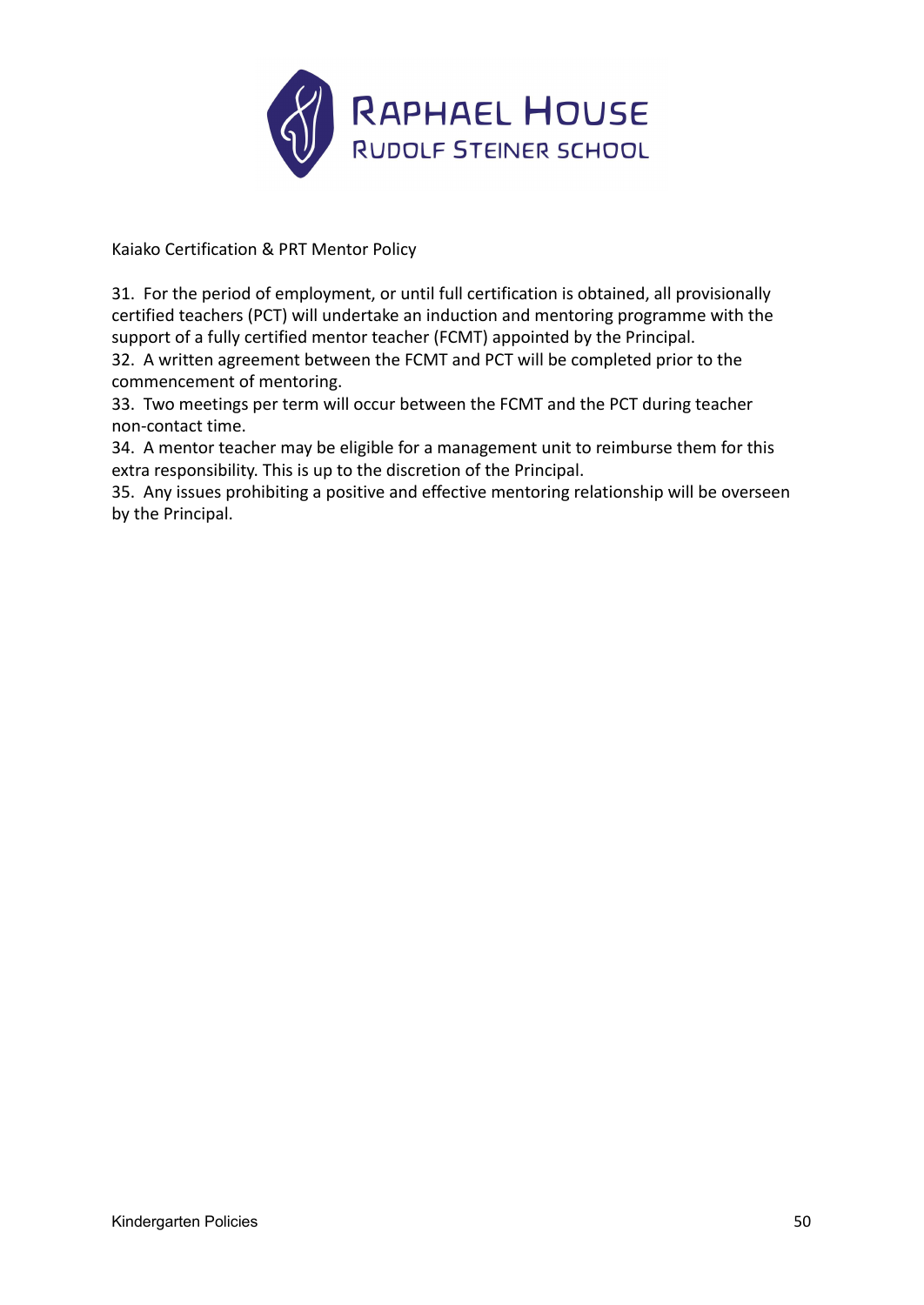Kaiako Certification & PRT Mentor Policy

31. For the period of employment, or until full certification is obtained, all provisionally certified teachers (PCT) will undertake an induction and mentoring programme with the support of a fully certified mentor teacher (FCMT) appointed by the Principal.
32. A written agreement between the FCMT and PCT will be completed prior to the commencement of mentoring.
33. Two meetings per term will occur between the FCMT and the PCT during teacher non-contact time.
34. A mentor teacher may be eligible for a management unit to reimburse them for this extra responsibility. This is up to the discretion of the Principal.
35. Any issues prohibiting a positive and effective mentoring relationship will be overseen by the Principal.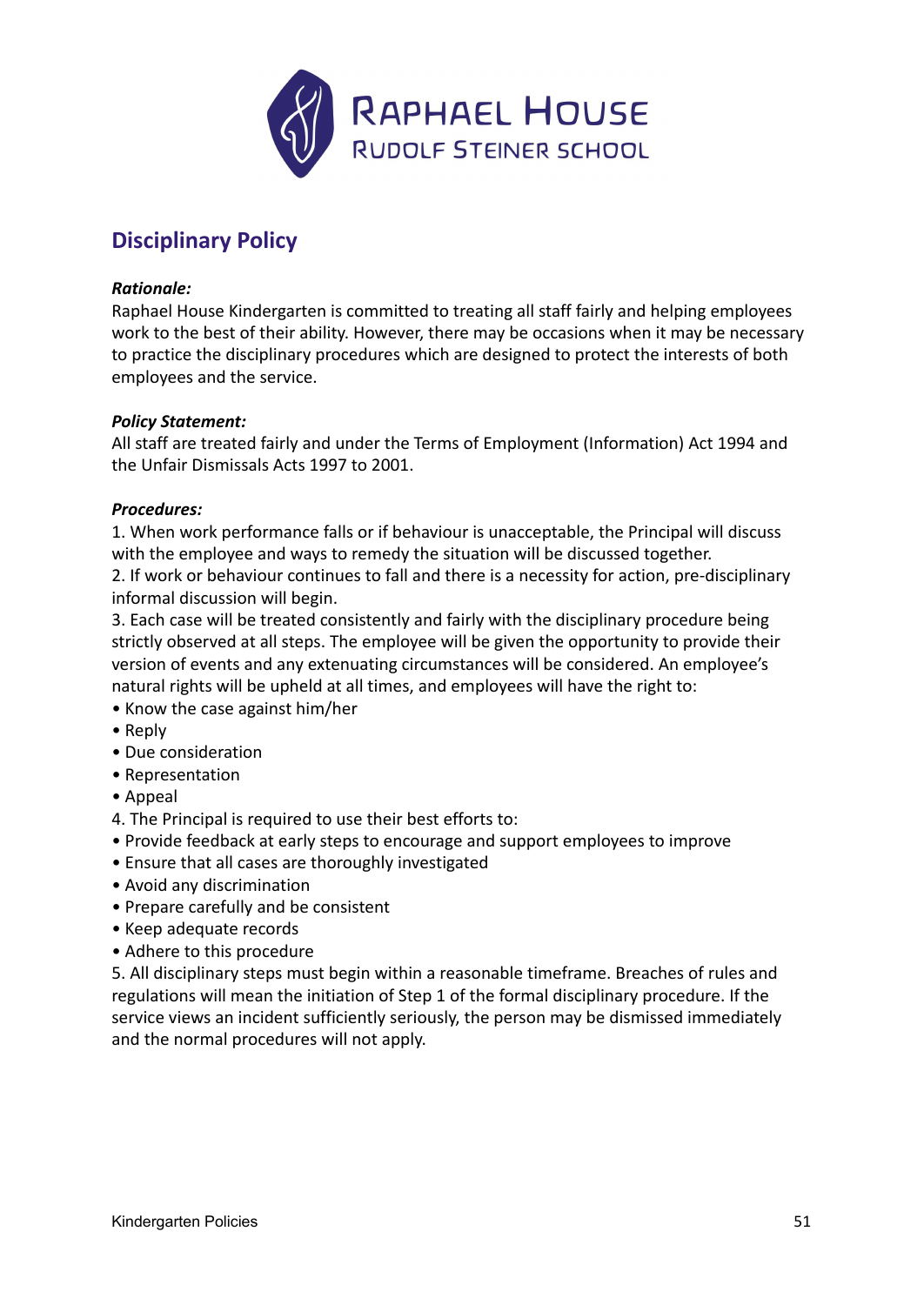RAPHAEL HOUSE
RUDOLF STEINER SCHOOL

## Disciplinary Policy

***Rationale:***
Raphael House Kindergarten is committed to treating all staff fairly and helping employees work to the best of their ability. However, there may be occasions when it may be necessary to practice the disciplinary procedures which are designed to protect the interests of both employees and the service.

***Policy Statement:***
All staff are treated fairly and under the Terms of Employment (Information) Act 1994 and the Unfair Dismissals Acts 1997 to 2001.

***Procedures:***
1. When work performance falls or if behaviour is unacceptable, the Principal will discuss with the employee and ways to remedy the situation will be discussed together.
2. If work or behaviour continues to fall and there is a necessity for action, pre-disciplinary informal discussion will begin.
3. Each case will be treated consistently and fairly with the disciplinary procedure being strictly observed at all steps. The employee will be given the opportunity to provide their version of events and any extenuating circumstances will be considered. An employee's natural rights will be upheld at all times, and employees will have the right to:

- Know the case against him/her
- Reply
- Due consideration
- Representation
- Appeal

4. The Principal is required to use their best efforts to:

- Provide feedback at early steps to encourage and support employees to improve
- Ensure that all cases are thoroughly investigated
- Avoid any discrimination
- Prepare carefully and be consistent
- Keep adequate records
- Adhere to this procedure

5. All disciplinary steps must begin within a reasonable timeframe. Breaches of rules and regulations will mean the initiation of Step 1 of the formal disciplinary procedure. If the service views an incident sufficiently seriously, the person may be dismissed immediately and the normal procedures will not apply.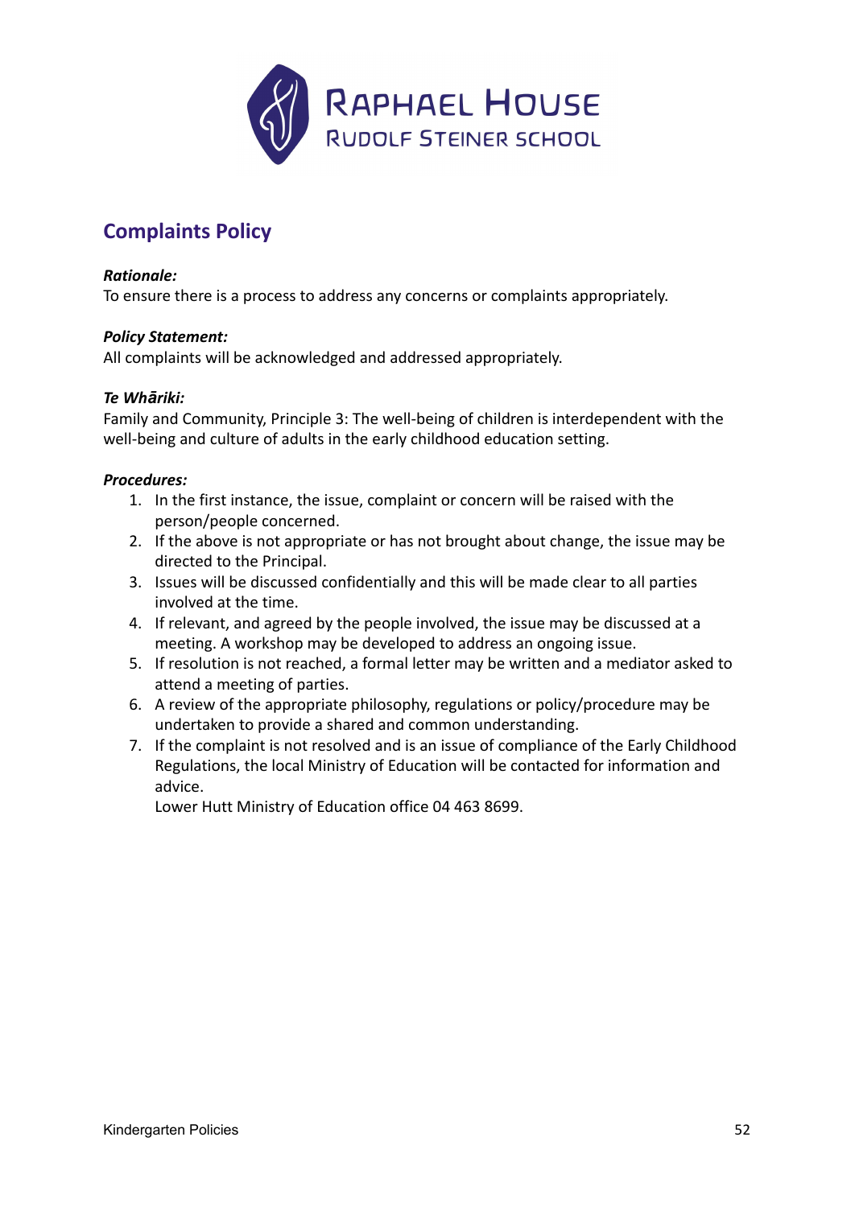RAPHAEL HOUSE
RUDOLF STEINER SCHOOL

## Complaints Policy

***Rationale:***
To ensure there is a process to address any concerns or complaints appropriately.

***Policy Statement:***
All complaints will be acknowledged and addressed appropriately.

***Te Whāriki:***
Family and Community, Principle 3: The well-being of children is interdependent with the well-being and culture of adults in the early childhood education setting.

***Procedures:***

1. In the first instance, the issue, complaint or concern will be raised with the person/people concerned.
2. If the above is not appropriate or has not brought about change, the issue may be directed to the Principal.
3. Issues will be discussed confidentially and this will be made clear to all parties involved at the time.
4. If relevant, and agreed by the people involved, the issue may be discussed at a meeting. A workshop may be developed to address an ongoing issue.
5. If resolution is not reached, a formal letter may be written and a mediator asked to attend a meeting of parties.
6. A review of the appropriate philosophy, regulations or policy/procedure may be undertaken to provide a shared and common understanding.
7. If the complaint is not resolved and is an issue of compliance of the Early Childhood Regulations, the local Ministry of Education will be contacted for information and advice.
   Lower Hutt Ministry of Education office 04 463 8699.